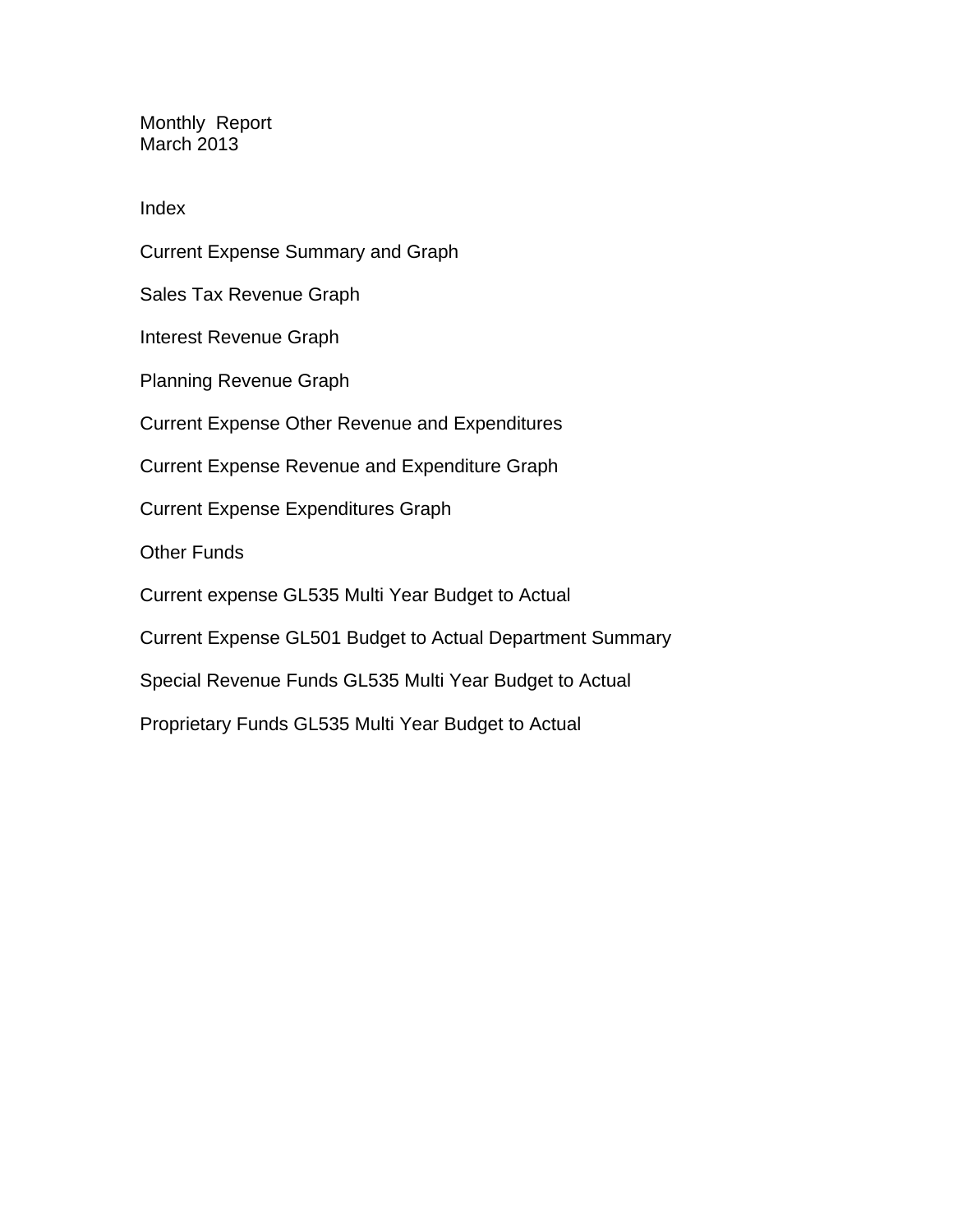# Monthly Report
## March 2013

### Index

Current Expense Summary and Graph

Sales Tax Revenue Graph

Interest Revenue Graph

Planning Revenue Graph

Current Expense Other Revenue and Expenditures

Current Expense Revenue and Expenditure Graph

Current Expense Expenditures Graph

Other Funds

Current expense GL535 Multi Year Budget to Actual

Current Expense GL501 Budget to Actual Department Summary

Special Revenue Funds GL535 Multi Year Budget to Actual

Proprietary Funds GL535 Multi Year Budget to Actual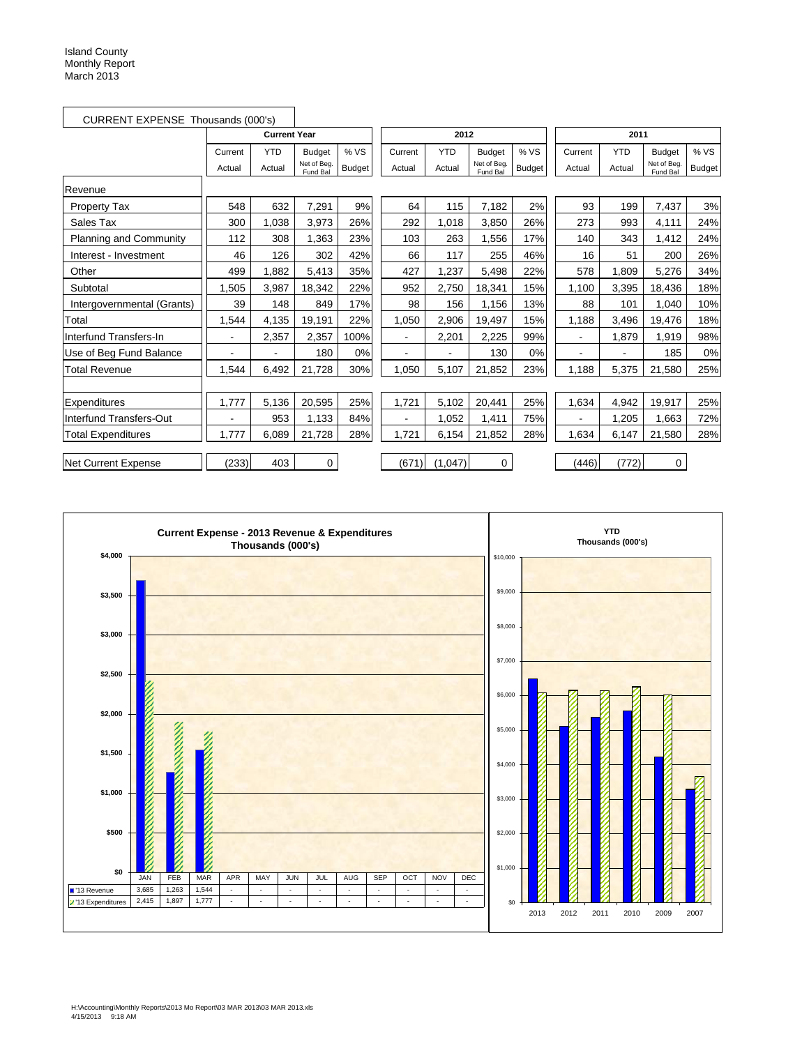Island County
Monthly Report
March 2013

CURRENT EXPENSE Thousands (000's)

| | Current Year | | | | 2012 | | | | 2011 | | | |
|---|---|---|---|---|---|---|---|---|---|---|---|---|
| | Current Actual | YTD Actual | Budget Net of Beg. Fund Bal | % VS Budget | Current Actual | YTD Actual | Budget Net of Beg. Fund Bal | % VS Budget | Current Actual | YTD Actual | Budget Net of Beg. Fund Bal | % VS Budget |
| **Revenue** | | | | | | | | | | | | |
| Property Tax | 548 | 632 | 7,291 | 9% | 64 | 115 | 7,182 | 2% | 93 | 199 | 7,437 | 3% |
| Sales Tax | 300 | 1,038 | 3,973 | 26% | 292 | 1,018 | 3,850 | 26% | 273 | 993 | 4,111 | 24% |
| Planning and Community | 112 | 308 | 1,363 | 23% | 103 | 263 | 1,556 | 17% | 140 | 343 | 1,412 | 24% |
| Interest - Investment | 46 | 126 | 302 | 42% | 66 | 117 | 255 | 46% | 16 | 51 | 200 | 26% |
| Other | 499 | 1,882 | 5,413 | 35% | 427 | 1,237 | 5,498 | 22% | 578 | 1,809 | 5,276 | 34% |
| Subtotal | 1,505 | 3,987 | 18,342 | 22% | 952 | 2,750 | 18,341 | 15% | 1,100 | 3,395 | 18,436 | 18% |
| Intergovernmental (Grants) | 39 | 148 | 849 | 17% | 98 | 156 | 1,156 | 13% | 88 | 101 | 1,040 | 10% |
| Total | 1,544 | 4,135 | 19,191 | 22% | 1,050 | 2,906 | 19,497 | 15% | 1,188 | 3,496 | 19,476 | 18% |
| Interfund Transfers-In | - | 2,357 | 2,357 | 100% | - | 2,201 | 2,225 | 99% | - | 1,879 | 1,919 | 98% |
| Use of Beg Fund Balance | - | - | 180 | 0% | - | - | 130 | 0% | - | - | 185 | 0% |
| Total Revenue | 1,544 | 6,492 | 21,728 | 30% | 1,050 | 5,107 | 21,852 | 23% | 1,188 | 5,375 | 21,580 | 25% |
| | | | | | | | | | | | | |
| Expenditures | 1,777 | 5,136 | 20,595 | 25% | 1,721 | 5,102 | 20,441 | 25% | 1,634 | 4,942 | 19,917 | 25% |
| Interfund Transfers-Out | - | 953 | 1,133 | 84% | - | 1,052 | 1,411 | 75% | - | 1,205 | 1,663 | 72% |
| Total Expenditures | 1,777 | 6,089 | 21,728 | 28% | 1,721 | 6,154 | 21,852 | 28% | 1,634 | 6,147 | 21,580 | 28% |
| | | | | | | | | | | | | |
| Net Current Expense | (233) | 403 | 0 | | (671) | (1,047) | 0 | | (446) | (772) | 0 | |

**Current Expense - 2013 Revenue & Expenditures Thousands (000's)**

| | JAN | FEB | MAR | APR | MAY | JUN | JUL | AUG | SEP | OCT | NOV | DEC |
|---|---|---|---|---|---|---|---|---|---|---|---|---|
| '13 Revenue | 3,685 | 1,263 | 1,544 | - | - | - | - | - | - | - | - | - |
| '13 Expenditures | 2,415 | 1,897 | 1,777 | - | - | - | - | - | - | - | - | - |

**YTD Thousands (000's)**

H:\Accounting\Monthly Reports\2013 Mo Report\03 MAR 2013\03 MAR 2013.xls
4/15/2013 9:18 AM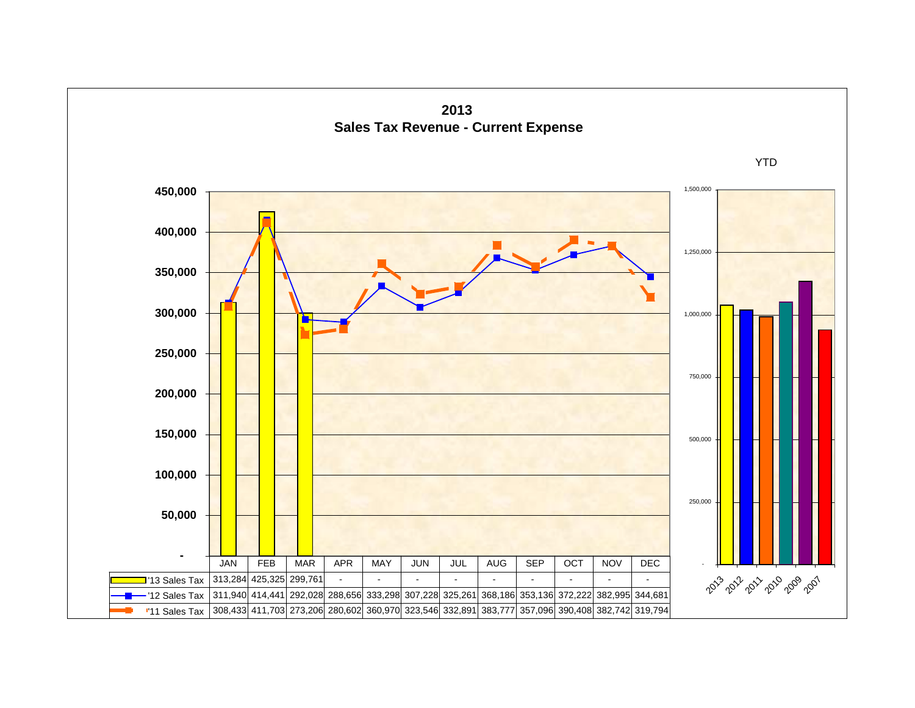# 2013
## Sales Tax Revenue - Current Expense

| | JAN | FEB | MAR | APR | MAY | JUN | JUL | AUG | SEP | OCT | NOV | DEC |
|---|---|---|---|---|---|---|---|---|---|---|---|---|
| '13 Sales Tax | 313,284 | 425,325 | 299,761 | - | - | - | - | - | - | - | - | - |
| '12 Sales Tax | 311,940 | 414,441 | 292,028 | 288,656 | 333,298 | 307,228 | 325,261 | 368,186 | 353,136 | 372,222 | 382,995 | 344,681 |
| '11 Sales Tax | 308,433 | 411,703 | 273,206 | 280,602 | 360,970 | 323,546 | 332,891 | 383,777 | 357,096 | 390,408 | 382,742 | 319,794 |

YTD

2013, 2012, 2011, 2010, 2009, 2007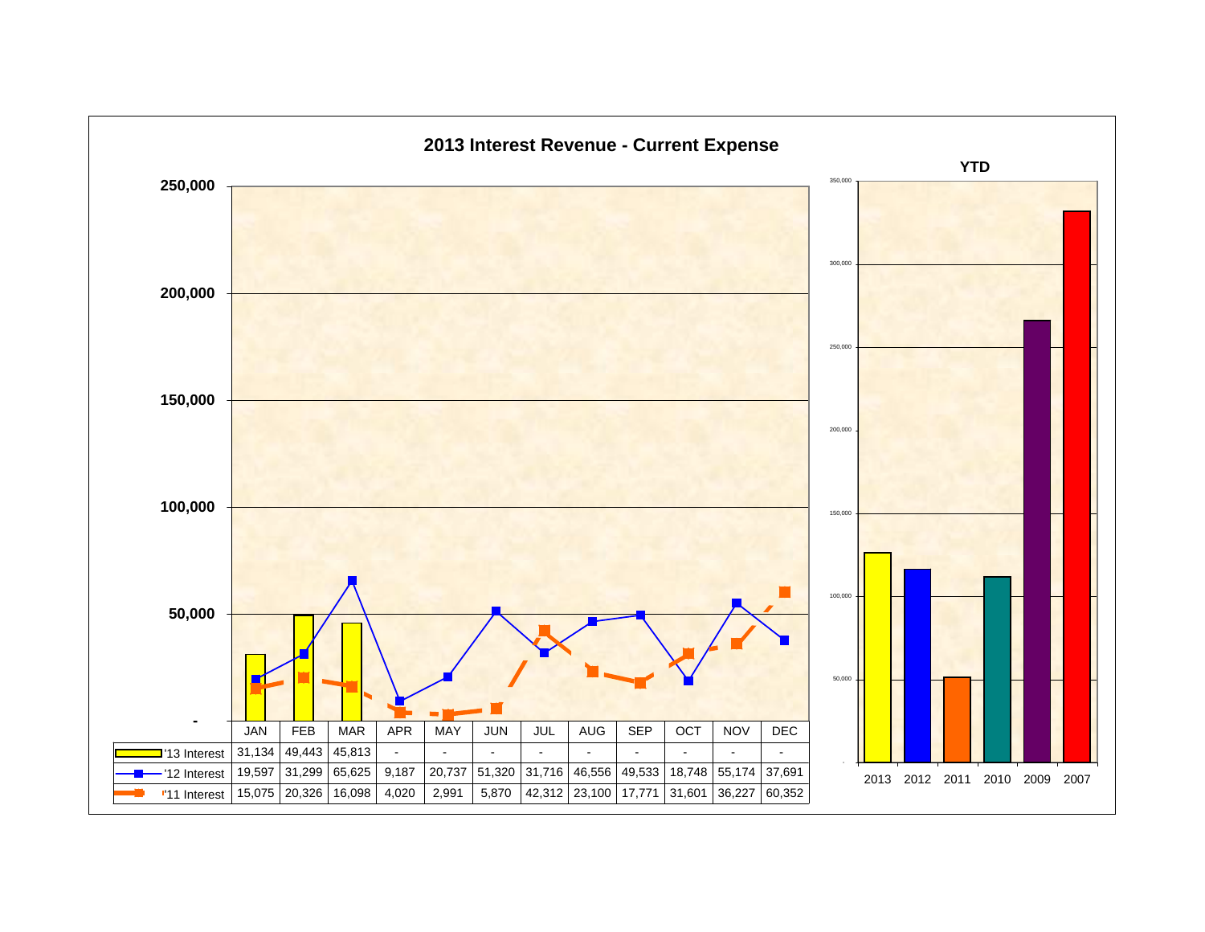# 2013 Interest Revenue - Current Expense

|  | JAN | FEB | MAR | APR | MAY | JUN | JUL | AUG | SEP | OCT | NOV | DEC |
|---|---|---|---|---|---|---|---|---|---|---|---|---|
| '13 Interest | 31,134 | 49,443 | 45,813 | - | - | - | - | - | - | - | - | - |
| '12 Interest | 19,597 | 31,299 | 65,625 | 9,187 | 20,737 | 51,320 | 31,716 | 46,556 | 49,533 | 18,748 | 55,174 | 37,691 |
| '11 Interest | 15,075 | 20,326 | 16,098 | 4,020 | 2,991 | 5,870 | 42,312 | 23,100 | 17,771 | 31,601 | 36,227 | 60,352 |

## YTD

2013 2012 2011 2010 2009 2007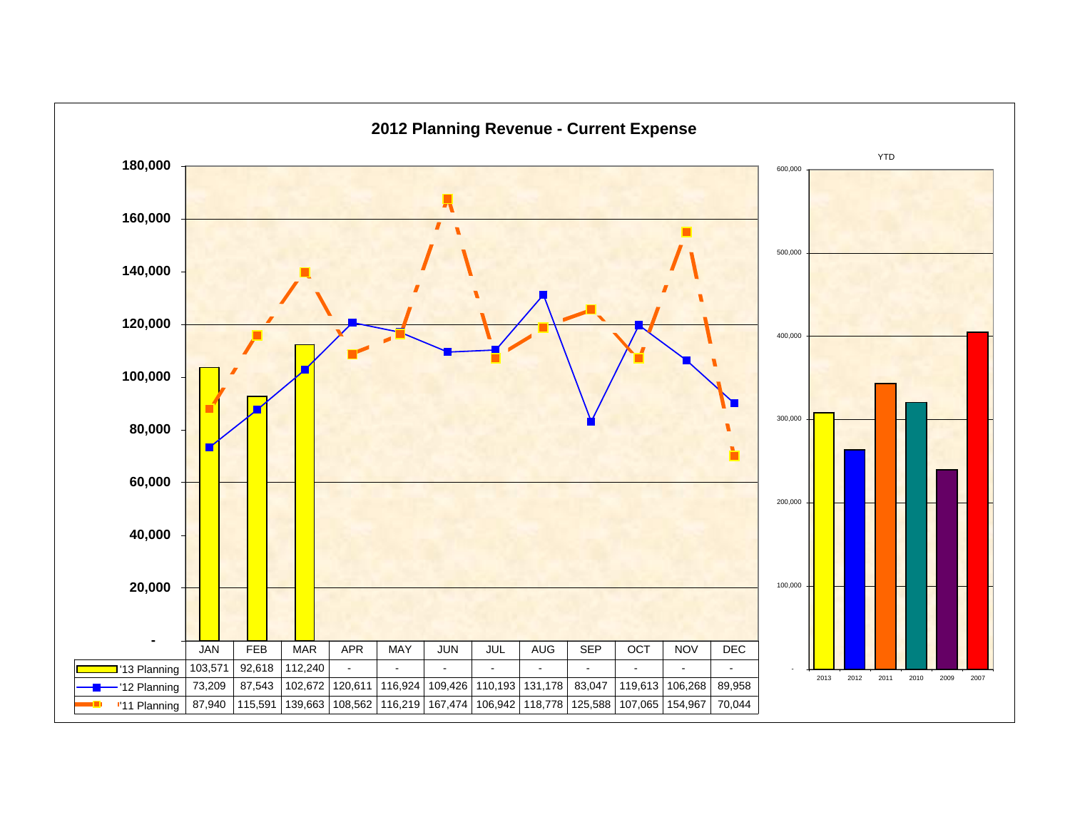# 2012 Planning Revenue - Current Expense

| | JAN | FEB | MAR | APR | MAY | JUN | JUL | AUG | SEP | OCT | NOV | DEC |
|---|---|---|---|---|---|---|---|---|---|---|---|---|
| '13 Planning | 103,571 | 92,618 | 112,240 | - | - | - | - | - | - | - | - | - |
| '12 Planning | 73,209 | 87,543 | 102,672 | 120,611 | 116,924 | 109,426 | 110,193 | 131,178 | 83,047 | 119,613 | 106,268 | 89,958 |
| '11 Planning | 87,940 | 115,591 | 139,663 | 108,562 | 116,219 | 167,474 | 106,942 | 118,778 | 125,588 | 107,065 | 154,967 | 70,044 |

YTD

2013 2012 2011 2010 2009 2007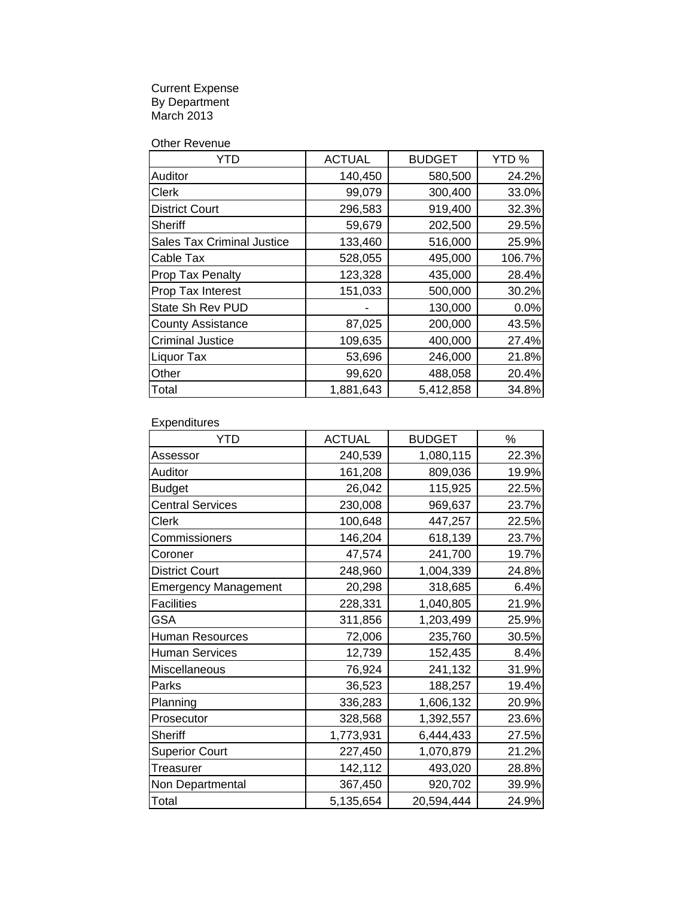Current Expense
By Department
March 2013

Other Revenue

| YTD | ACTUAL | BUDGET | YTD % |
|---|---|---|---|
| Auditor | 140,450 | 580,500 | 24.2% |
| Clerk | 99,079 | 300,400 | 33.0% |
| District Court | 296,583 | 919,400 | 32.3% |
| Sheriff | 59,679 | 202,500 | 29.5% |
| Sales Tax Criminal Justice | 133,460 | 516,000 | 25.9% |
| Cable Tax | 528,055 | 495,000 | 106.7% |
| Prop Tax Penalty | 123,328 | 435,000 | 28.4% |
| Prop Tax Interest | 151,033 | 500,000 | 30.2% |
| State Sh Rev PUD | - | 130,000 | 0.0% |
| County Assistance | 87,025 | 200,000 | 43.5% |
| Criminal Justice | 109,635 | 400,000 | 27.4% |
| Liquor Tax | 53,696 | 246,000 | 21.8% |
| Other | 99,620 | 488,058 | 20.4% |
| Total | 1,881,643 | 5,412,858 | 34.8% |

Expenditures

| YTD | ACTUAL | BUDGET | % |
|---|---|---|---|
| Assessor | 240,539 | 1,080,115 | 22.3% |
| Auditor | 161,208 | 809,036 | 19.9% |
| Budget | 26,042 | 115,925 | 22.5% |
| Central Services | 230,008 | 969,637 | 23.7% |
| Clerk | 100,648 | 447,257 | 22.5% |
| Commissioners | 146,204 | 618,139 | 23.7% |
| Coroner | 47,574 | 241,700 | 19.7% |
| District Court | 248,960 | 1,004,339 | 24.8% |
| Emergency Management | 20,298 | 318,685 | 6.4% |
| Facilities | 228,331 | 1,040,805 | 21.9% |
| GSA | 311,856 | 1,203,499 | 25.9% |
| Human Resources | 72,006 | 235,760 | 30.5% |
| Human Services | 12,739 | 152,435 | 8.4% |
| Miscellaneous | 76,924 | 241,132 | 31.9% |
| Parks | 36,523 | 188,257 | 19.4% |
| Planning | 336,283 | 1,606,132 | 20.9% |
| Prosecutor | 328,568 | 1,392,557 | 23.6% |
| Sheriff | 1,773,931 | 6,444,433 | 27.5% |
| Superior Court | 227,450 | 1,070,879 | 21.2% |
| Treasurer | 142,112 | 493,020 | 28.8% |
| Non Departmental | 367,450 | 920,702 | 39.9% |
| Total | 5,135,654 | 20,594,444 | 24.9% |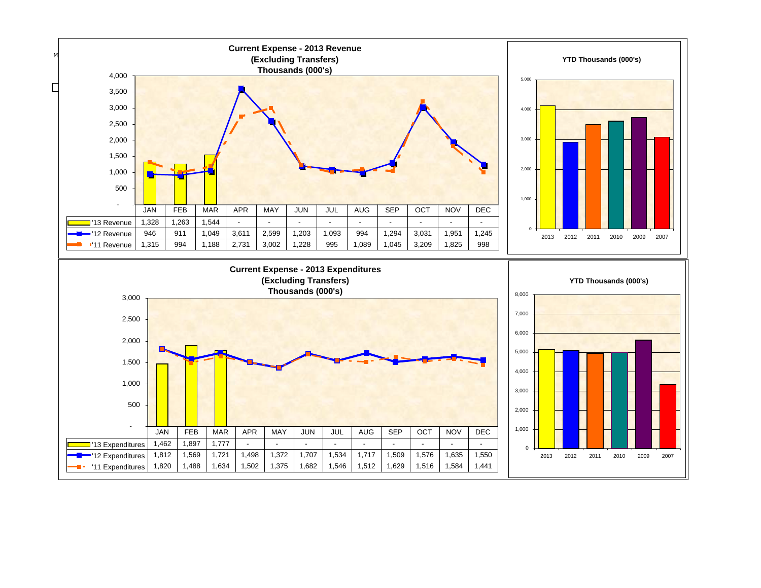## Current Expense - 2013 Revenue (Excluding Transfers) Thousands (000's)

| | JAN | FEB | MAR | APR | MAY | JUN | JUL | AUG | SEP | OCT | NOV | DEC |
|---|---|---|---|---|---|---|---|---|---|---|---|---|
| '13 Revenue | 1,328 | 1,263 | 1,544 | - | - | - | - | - | - | - | - | - |
| '12 Revenue | 946 | 911 | 1,049 | 3,611 | 2,599 | 1,203 | 1,093 | 994 | 1,294 | 3,031 | 1,951 | 1,245 |
| '11 Revenue | 1,315 | 994 | 1,188 | 2,731 | 3,002 | 1,228 | 995 | 1,089 | 1,045 | 3,209 | 1,825 | 998 |

### YTD Thousands (000's)

2013, 2012, 2011, 2010, 2009, 2007

## Current Expense - 2013 Expenditures (Excluding Transfers) Thousands (000's)

| | JAN | FEB | MAR | APR | MAY | JUN | JUL | AUG | SEP | OCT | NOV | DEC |
|---|---|---|---|---|---|---|---|---|---|---|---|---|
| '13 Expenditures | 1,462 | 1,897 | 1,777 | - | - | - | - | - | - | - | - | - |
| '12 Expenditures | 1,812 | 1,569 | 1,721 | 1,498 | 1,372 | 1,707 | 1,534 | 1,717 | 1,509 | 1,576 | 1,635 | 1,550 |
| '11 Expenditures | 1,820 | 1,488 | 1,634 | 1,502 | 1,375 | 1,682 | 1,546 | 1,512 | 1,629 | 1,516 | 1,584 | 1,441 |

### YTD Thousands (000's)

2013, 2012, 2011, 2010, 2009, 2007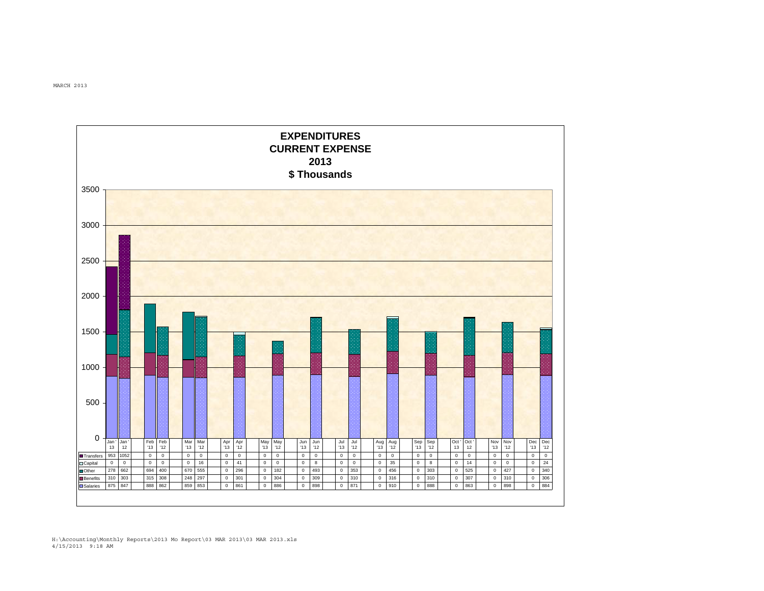MARCH 2013

# EXPENDITURES
## CURRENT EXPENSE
## 2013
## $ Thousands

| | Jan '13 | Jan '12 | Feb '13 | Feb '12 | Mar '13 | Mar '12 | Apr '13 | Apr '12 | May '13 | May '12 | Jun '13 | Jun '12 | Jul '13 | Jul '12 | Aug '13 | Aug '12 | Sep '13 | Sep '12 | Oct '13 | Oct '12 | Nov '13 | Nov '12 | Dec '13 | Dec '12 |
|---|---|---|---|---|---|---|---|---|---|---|---|---|---|---|---|---|---|---|---|---|---|---|---|---|
| Transfers | 953 | 1052 | 0 | 0 | 0 | 0 | 0 | 0 | 0 | 0 | 0 | 0 | 0 | 0 | 0 | 0 | 0 | 0 | 0 | 0 | 0 | 0 | 0 | 0 |
| Capital | 0 | 0 | 0 | 0 | 0 | 16 | 0 | 41 | 0 | 0 | 0 | 8 | 0 | 0 | 0 | 35 | 0 | 8 | 0 | 14 | 0 | 0 | 0 | 24 |
| Other | 278 | 662 | 694 | 400 | 670 | 555 | 0 | 296 | 0 | 182 | 0 | 493 | 0 | 353 | 0 | 456 | 0 | 303 | 0 | 525 | 0 | 427 | 0 | 340 |
| Benefits | 310 | 303 | 315 | 308 | 248 | 297 | 0 | 301 | 0 | 304 | 0 | 309 | 0 | 310 | 0 | 316 | 0 | 310 | 0 | 307 | 0 | 310 | 0 | 306 |
| Salaries | 875 | 847 | 888 | 862 | 859 | 853 | 0 | 861 | 0 | 886 | 0 | 898 | 0 | 871 | 0 | 910 | 0 | 888 | 0 | 863 | 0 | 898 | 0 | 884 |

H:\Accounting\Monthly Reports\2013 Mo Report\03 MAR 2013\03 MAR 2013.xls
4/15/2013 9:18 AM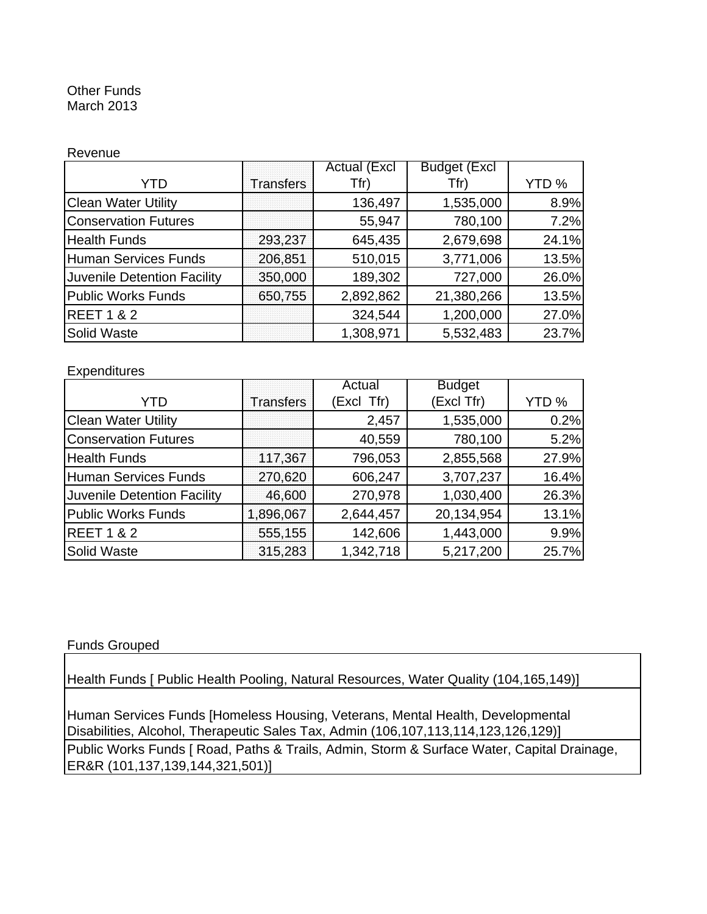Other Funds
March 2013

Revenue

| YTD | Transfers | Actual (Excl Tfr) | Budget (Excl Tfr) | YTD % |
| --- | --- | --- | --- | --- |
| Clean Water Utility | | 136,497 | 1,535,000 | 8.9% |
| Conservation Futures | | 55,947 | 780,100 | 7.2% |
| Health Funds | 293,237 | 645,435 | 2,679,698 | 24.1% |
| Human Services Funds | 206,851 | 510,015 | 3,771,006 | 13.5% |
| Juvenile Detention Facility | 350,000 | 189,302 | 727,000 | 26.0% |
| Public Works Funds | 650,755 | 2,892,862 | 21,380,266 | 13.5% |
| REET 1 & 2 | | 324,544 | 1,200,000 | 27.0% |
| Solid Waste | | 1,308,971 | 5,532,483 | 23.7% |

Expenditures

| YTD | Transfers | Actual (Excl Tfr) | Budget (Excl Tfr) | YTD % |
| --- | --- | --- | --- | --- |
| Clean Water Utility | | 2,457 | 1,535,000 | 0.2% |
| Conservation Futures | | 40,559 | 780,100 | 5.2% |
| Health Funds | 117,367 | 796,053 | 2,855,568 | 27.9% |
| Human Services Funds | 270,620 | 606,247 | 3,707,237 | 16.4% |
| Juvenile Detention Facility | 46,600 | 270,978 | 1,030,400 | 26.3% |
| Public Works Funds | 1,896,067 | 2,644,457 | 20,134,954 | 13.1% |
| REET 1 & 2 | 555,155 | 142,606 | 1,443,000 | 9.9% |
| Solid Waste | 315,283 | 1,342,718 | 5,217,200 | 25.7% |

Funds Grouped

| Funds Grouped |
| --- |
| Health Funds [ Public Health Pooling, Natural Resources, Water Quality (104,165,149)] |
| Human Services Funds [Homeless Housing, Veterans, Mental Health, Developmental Disabilities, Alcohol, Therapeutic Sales Tax, Admin (106,107,113,114,123,126,129)] |
| Public Works Funds [ Road, Paths & Trails, Admin, Storm & Surface Water, Capital Drainage, ER&R (101,137,139,144,321,501)] |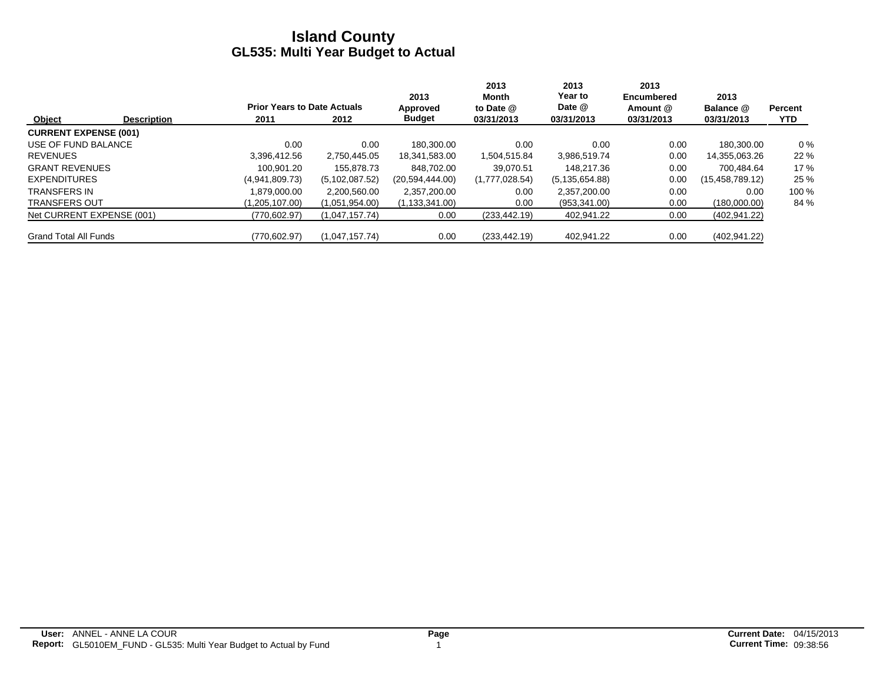# Island County
## GL535: Multi Year Budget to Actual

| Object | Description | Prior Years to Date Actuals 2011 | Prior Years to Date Actuals 2012 | 2013 Approved Budget | 2013 Month to Date @ 03/31/2013 | 2013 Year to Date @ 03/31/2013 | 2013 Encumbered Amount @ 03/31/2013 | 2013 Balance @ 03/31/2013 | Percent YTD |
|---|---|---|---|---|---|---|---|---|---|
| **CURRENT EXPENSE (001)** | | | | | | | | | |
| USE OF FUND BALANCE | | 0.00 | 0.00 | 180,300.00 | 0.00 | 0.00 | 0.00 | 180,300.00 | 0 % |
| REVENUES | | 3,396,412.56 | 2,750,445.05 | 18,341,583.00 | 1,504,515.84 | 3,986,519.74 | 0.00 | 14,355,063.26 | 22 % |
| GRANT REVENUES | | 100,901.20 | 155,878.73 | 848,702.00 | 39,070.51 | 148,217.36 | 0.00 | 700,484.64 | 17 % |
| EXPENDITURES | | (4,941,809.73) | (5,102,087.52) | (20,594,444.00) | (1,777,028.54) | (5,135,654.88) | 0.00 | (15,458,789.12) | 25 % |
| TRANSFERS IN | | 1,879,000.00 | 2,200,560.00 | 2,357,200.00 | 0.00 | 2,357,200.00 | 0.00 | 0.00 | 100 % |
| TRANSFERS OUT | | (1,205,107.00) | (1,051,954.00) | (1,133,341.00) | 0.00 | (953,341.00) | 0.00 | (180,000.00) | 84 % |
| Net CURRENT EXPENSE (001) | | (770,602.97) | (1,047,157.74) | 0.00 | (233,442.19) | 402,941.22 | 0.00 | (402,941.22) | |
| Grand Total All Funds | | (770,602.97) | (1,047,157.74) | 0.00 | (233,442.19) | 402,941.22 | 0.00 | (402,941.22) | |

**User:** ANNEL - ANNE LA COUR
**Report:** GL5010EM_FUND - GL535: Multi Year Budget to Actual by Fund

**Current Date:** 04/15/2013
**Current Time:** 09:38:56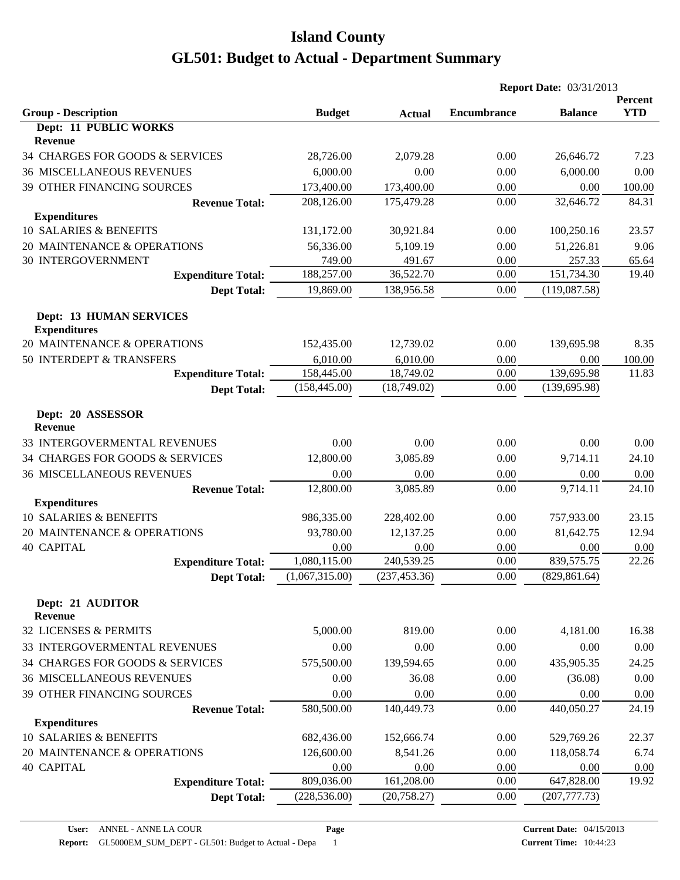# Island County

# GL501: Budget to Actual - Department Summary

**Report Date:** 03/31/2013

| Group - Description | Budget | Actual | Encumbrance | Balance | Percent YTD |
|---|---|---|---|---|---|
| **Dept: 11 PUBLIC WORKS** | | | | | |
| **Revenue** | | | | | |
| 34 CHARGES FOR GOODS & SERVICES | 28,726.00 | 2,079.28 | 0.00 | 26,646.72 | 7.23 |
| 36 MISCELLANEOUS REVENUES | 6,000.00 | 0.00 | 0.00 | 6,000.00 | 0.00 |
| 39 OTHER FINANCING SOURCES | 173,400.00 | 173,400.00 | 0.00 | 0.00 | 100.00 |
| **Revenue Total:** | 208,126.00 | 175,479.28 | 0.00 | 32,646.72 | 84.31 |
| **Expenditures** | | | | | |
| 10 SALARIES & BENEFITS | 131,172.00 | 30,921.84 | 0.00 | 100,250.16 | 23.57 |
| 20 MAINTENANCE & OPERATIONS | 56,336.00 | 5,109.19 | 0.00 | 51,226.81 | 9.06 |
| 30 INTERGOVERNMENT | 749.00 | 491.67 | 0.00 | 257.33 | 65.64 |
| **Expenditure Total:** | 188,257.00 | 36,522.70 | 0.00 | 151,734.30 | 19.40 |
| **Dept Total:** | 19,869.00 | 138,956.58 | 0.00 | (119,087.58) | |
| **Dept: 13 HUMAN SERVICES** | | | | | |
| **Expenditures** | | | | | |
| 20 MAINTENANCE & OPERATIONS | 152,435.00 | 12,739.02 | 0.00 | 139,695.98 | 8.35 |
| 50 INTERDEPT & TRANSFERS | 6,010.00 | 6,010.00 | 0.00 | 0.00 | 100.00 |
| **Expenditure Total:** | 158,445.00 | 18,749.02 | 0.00 | 139,695.98 | 11.83 |
| **Dept Total:** | (158,445.00) | (18,749.02) | 0.00 | (139,695.98) | |
| **Dept: 20 ASSESSOR** | | | | | |
| **Revenue** | | | | | |
| 33 INTERGOVERMENTAL REVENUES | 0.00 | 0.00 | 0.00 | 0.00 | 0.00 |
| 34 CHARGES FOR GOODS & SERVICES | 12,800.00 | 3,085.89 | 0.00 | 9,714.11 | 24.10 |
| 36 MISCELLANEOUS REVENUES | 0.00 | 0.00 | 0.00 | 0.00 | 0.00 |
| **Revenue Total:** | 12,800.00 | 3,085.89 | 0.00 | 9,714.11 | 24.10 |
| **Expenditures** | | | | | |
| 10 SALARIES & BENEFITS | 986,335.00 | 228,402.00 | 0.00 | 757,933.00 | 23.15 |
| 20 MAINTENANCE & OPERATIONS | 93,780.00 | 12,137.25 | 0.00 | 81,642.75 | 12.94 |
| 40 CAPITAL | 0.00 | 0.00 | 0.00 | 0.00 | 0.00 |
| **Expenditure Total:** | 1,080,115.00 | 240,539.25 | 0.00 | 839,575.75 | 22.26 |
| **Dept Total:** | (1,067,315.00) | (237,453.36) | 0.00 | (829,861.64) | |
| **Dept: 21 AUDITOR** | | | | | |
| **Revenue** | | | | | |
| 32 LICENSES & PERMITS | 5,000.00 | 819.00 | 0.00 | 4,181.00 | 16.38 |
| 33 INTERGOVERMENTAL REVENUES | 0.00 | 0.00 | 0.00 | 0.00 | 0.00 |
| 34 CHARGES FOR GOODS & SERVICES | 575,500.00 | 139,594.65 | 0.00 | 435,905.35 | 24.25 |
| 36 MISCELLANEOUS REVENUES | 0.00 | 36.08 | 0.00 | (36.08) | 0.00 |
| 39 OTHER FINANCING SOURCES | 0.00 | 0.00 | 0.00 | 0.00 | 0.00 |
| **Revenue Total:** | 580,500.00 | 140,449.73 | 0.00 | 440,050.27 | 24.19 |
| **Expenditures** | | | | | |
| 10 SALARIES & BENEFITS | 682,436.00 | 152,666.74 | 0.00 | 529,769.26 | 22.37 |
| 20 MAINTENANCE & OPERATIONS | 126,600.00 | 8,541.26 | 0.00 | 118,058.74 | 6.74 |
| 40 CAPITAL | 0.00 | 0.00 | 0.00 | 0.00 | 0.00 |
| **Expenditure Total:** | 809,036.00 | 161,208.00 | 0.00 | 647,828.00 | 19.92 |
| **Dept Total:** | (228,536.00) | (20,758.27) | 0.00 | (207,777.73) | |

**User:** ANNEL - ANNE LA COUR
**Report:** GL5000EM_SUM_DEPT - GL501: Budget to Actual - Depa
**Page** 1
**Current Date:** 04/15/2013
**Current Time:** 10:44:23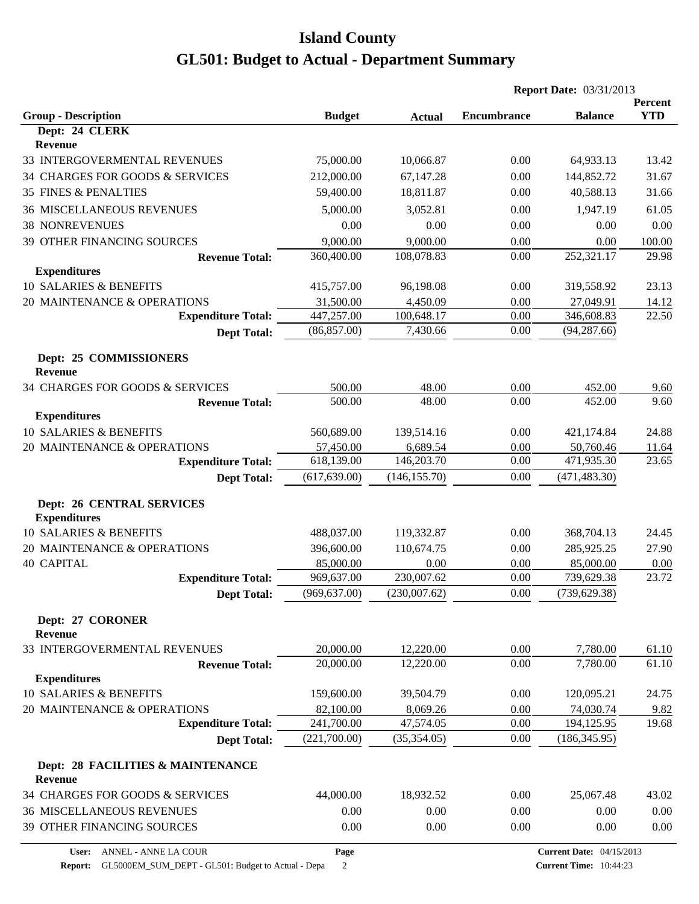# Island County

# GL501: Budget to Actual - Department Summary

**Report Date:** 03/31/2013

| Group - Description | Budget | Actual | Encumbrance | Balance | Percent YTD |
|---|---|---|---|---|---|
| **Dept: 24 CLERK** | | | | | |
| **Revenue** | | | | | |
| 33 INTERGOVERMENTAL REVENUES | 75,000.00 | 10,066.87 | 0.00 | 64,933.13 | 13.42 |
| 34 CHARGES FOR GOODS & SERVICES | 212,000.00 | 67,147.28 | 0.00 | 144,852.72 | 31.67 |
| 35 FINES & PENALTIES | 59,400.00 | 18,811.87 | 0.00 | 40,588.13 | 31.66 |
| 36 MISCELLANEOUS REVENUES | 5,000.00 | 3,052.81 | 0.00 | 1,947.19 | 61.05 |
| 38 NONREVENUES | 0.00 | 0.00 | 0.00 | 0.00 | 0.00 |
| 39 OTHER FINANCING SOURCES | 9,000.00 | 9,000.00 | 0.00 | 0.00 | 100.00 |
| **Revenue Total:** | 360,400.00 | 108,078.83 | 0.00 | 252,321.17 | 29.98 |
| **Expenditures** | | | | | |
| 10 SALARIES & BENEFITS | 415,757.00 | 96,198.08 | 0.00 | 319,558.92 | 23.13 |
| 20 MAINTENANCE & OPERATIONS | 31,500.00 | 4,450.09 | 0.00 | 27,049.91 | 14.12 |
| **Expenditure Total:** | 447,257.00 | 100,648.17 | 0.00 | 346,608.83 | 22.50 |
| **Dept Total:** | (86,857.00) | 7,430.66 | 0.00 | (94,287.66) | |
| **Dept: 25 COMMISSIONERS** | | | | | |
| **Revenue** | | | | | |
| 34 CHARGES FOR GOODS & SERVICES | 500.00 | 48.00 | 0.00 | 452.00 | 9.60 |
| **Revenue Total:** | 500.00 | 48.00 | 0.00 | 452.00 | 9.60 |
| **Expenditures** | | | | | |
| 10 SALARIES & BENEFITS | 560,689.00 | 139,514.16 | 0.00 | 421,174.84 | 24.88 |
| 20 MAINTENANCE & OPERATIONS | 57,450.00 | 6,689.54 | 0.00 | 50,760.46 | 11.64 |
| **Expenditure Total:** | 618,139.00 | 146,203.70 | 0.00 | 471,935.30 | 23.65 |
| **Dept Total:** | (617,639.00) | (146,155.70) | 0.00 | (471,483.30) | |
| **Dept: 26 CENTRAL SERVICES** | | | | | |
| **Expenditures** | | | | | |
| 10 SALARIES & BENEFITS | 488,037.00 | 119,332.87 | 0.00 | 368,704.13 | 24.45 |
| 20 MAINTENANCE & OPERATIONS | 396,600.00 | 110,674.75 | 0.00 | 285,925.25 | 27.90 |
| 40 CAPITAL | 85,000.00 | 0.00 | 0.00 | 85,000.00 | 0.00 |
| **Expenditure Total:** | 969,637.00 | 230,007.62 | 0.00 | 739,629.38 | 23.72 |
| **Dept Total:** | (969,637.00) | (230,007.62) | 0.00 | (739,629.38) | |
| **Dept: 27 CORONER** | | | | | |
| **Revenue** | | | | | |
| 33 INTERGOVERMENTAL REVENUES | 20,000.00 | 12,220.00 | 0.00 | 7,780.00 | 61.10 |
| **Revenue Total:** | 20,000.00 | 12,220.00 | 0.00 | 7,780.00 | 61.10 |
| **Expenditures** | | | | | |
| 10 SALARIES & BENEFITS | 159,600.00 | 39,504.79 | 0.00 | 120,095.21 | 24.75 |
| 20 MAINTENANCE & OPERATIONS | 82,100.00 | 8,069.26 | 0.00 | 74,030.74 | 9.82 |
| **Expenditure Total:** | 241,700.00 | 47,574.05 | 0.00 | 194,125.95 | 19.68 |
| **Dept Total:** | (221,700.00) | (35,354.05) | 0.00 | (186,345.95) | |
| **Dept: 28 FACILITIES & MAINTENANCE** | | | | | |
| **Revenue** | | | | | |
| 34 CHARGES FOR GOODS & SERVICES | 44,000.00 | 18,932.52 | 0.00 | 25,067.48 | 43.02 |
| 36 MISCELLANEOUS REVENUES | 0.00 | 0.00 | 0.00 | 0.00 | 0.00 |
| 39 OTHER FINANCING SOURCES | 0.00 | 0.00 | 0.00 | 0.00 | 0.00 |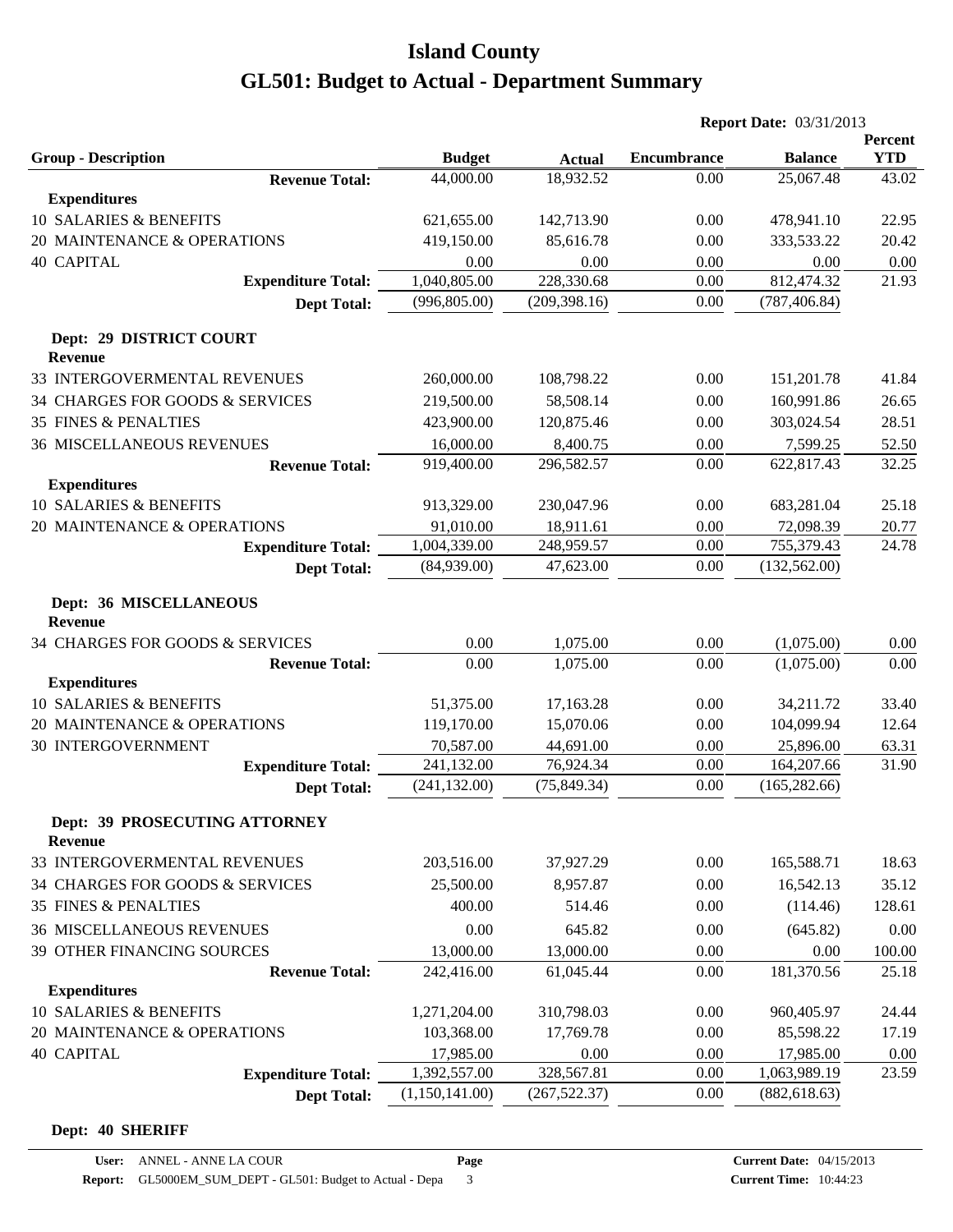# Island County

# GL501: Budget to Actual - Department Summary

**Report Date:** 03/31/2013

| Group - Description | Budget | Actual | Encumbrance | Balance | Percent YTD |
|---|---|---|---|---|---|
| **Revenue Total:** | 44,000.00 | 18,932.52 | 0.00 | 25,067.48 | 43.02 |
| **Expenditures** | | | | | |
| 10 SALARIES & BENEFITS | 621,655.00 | 142,713.90 | 0.00 | 478,941.10 | 22.95 |
| 20 MAINTENANCE & OPERATIONS | 419,150.00 | 85,616.78 | 0.00 | 333,533.22 | 20.42 |
| 40 CAPITAL | 0.00 | 0.00 | 0.00 | 0.00 | 0.00 |
| **Expenditure Total:** | 1,040,805.00 | 228,330.68 | 0.00 | 812,474.32 | 21.93 |
| **Dept Total:** | (996,805.00) | (209,398.16) | 0.00 | (787,406.84) | |
| **Dept: 29 DISTRICT COURT** | | | | | |
| **Revenue** | | | | | |
| 33 INTERGOVERMENTAL REVENUES | 260,000.00 | 108,798.22 | 0.00 | 151,201.78 | 41.84 |
| 34 CHARGES FOR GOODS & SERVICES | 219,500.00 | 58,508.14 | 0.00 | 160,991.86 | 26.65 |
| 35 FINES & PENALTIES | 423,900.00 | 120,875.46 | 0.00 | 303,024.54 | 28.51 |
| 36 MISCELLANEOUS REVENUES | 16,000.00 | 8,400.75 | 0.00 | 7,599.25 | 52.50 |
| **Revenue Total:** | 919,400.00 | 296,582.57 | 0.00 | 622,817.43 | 32.25 |
| **Expenditures** | | | | | |
| 10 SALARIES & BENEFITS | 913,329.00 | 230,047.96 | 0.00 | 683,281.04 | 25.18 |
| 20 MAINTENANCE & OPERATIONS | 91,010.00 | 18,911.61 | 0.00 | 72,098.39 | 20.77 |
| **Expenditure Total:** | 1,004,339.00 | 248,959.57 | 0.00 | 755,379.43 | 24.78 |
| **Dept Total:** | (84,939.00) | 47,623.00 | 0.00 | (132,562.00) | |
| **Dept: 36 MISCELLANEOUS** | | | | | |
| **Revenue** | | | | | |
| 34 CHARGES FOR GOODS & SERVICES | 0.00 | 1,075.00 | 0.00 | (1,075.00) | 0.00 |
| **Revenue Total:** | 0.00 | 1,075.00 | 0.00 | (1,075.00) | 0.00 |
| **Expenditures** | | | | | |
| 10 SALARIES & BENEFITS | 51,375.00 | 17,163.28 | 0.00 | 34,211.72 | 33.40 |
| 20 MAINTENANCE & OPERATIONS | 119,170.00 | 15,070.06 | 0.00 | 104,099.94 | 12.64 |
| 30 INTERGOVERNMENT | 70,587.00 | 44,691.00 | 0.00 | 25,896.00 | 63.31 |
| **Expenditure Total:** | 241,132.00 | 76,924.34 | 0.00 | 164,207.66 | 31.90 |
| **Dept Total:** | (241,132.00) | (75,849.34) | 0.00 | (165,282.66) | |
| **Dept: 39 PROSECUTING ATTORNEY** | | | | | |
| **Revenue** | | | | | |
| 33 INTERGOVERMENTAL REVENUES | 203,516.00 | 37,927.29 | 0.00 | 165,588.71 | 18.63 |
| 34 CHARGES FOR GOODS & SERVICES | 25,500.00 | 8,957.87 | 0.00 | 16,542.13 | 35.12 |
| 35 FINES & PENALTIES | 400.00 | 514.46 | 0.00 | (114.46) | 128.61 |
| 36 MISCELLANEOUS REVENUES | 0.00 | 645.82 | 0.00 | (645.82) | 0.00 |
| 39 OTHER FINANCING SOURCES | 13,000.00 | 13,000.00 | 0.00 | 0.00 | 100.00 |
| **Revenue Total:** | 242,416.00 | 61,045.44 | 0.00 | 181,370.56 | 25.18 |
| **Expenditures** | | | | | |
| 10 SALARIES & BENEFITS | 1,271,204.00 | 310,798.03 | 0.00 | 960,405.97 | 24.44 |
| 20 MAINTENANCE & OPERATIONS | 103,368.00 | 17,769.78 | 0.00 | 85,598.22 | 17.19 |
| 40 CAPITAL | 17,985.00 | 0.00 | 0.00 | 17,985.00 | 0.00 |
| **Expenditure Total:** | 1,392,557.00 | 328,567.81 | 0.00 | 1,063,989.19 | 23.59 |
| **Dept Total:** | (1,150,141.00) | (267,522.37) | 0.00 | (882,618.63) | |

**Dept: 40 SHERIFF**

**User:** ANNEL - ANNE LA COUR
**Report:** GL5000EM_SUM_DEPT - GL501: Budget to Actual - Depa

**Current Date:** 04/15/2013
**Current Time:** 10:44:23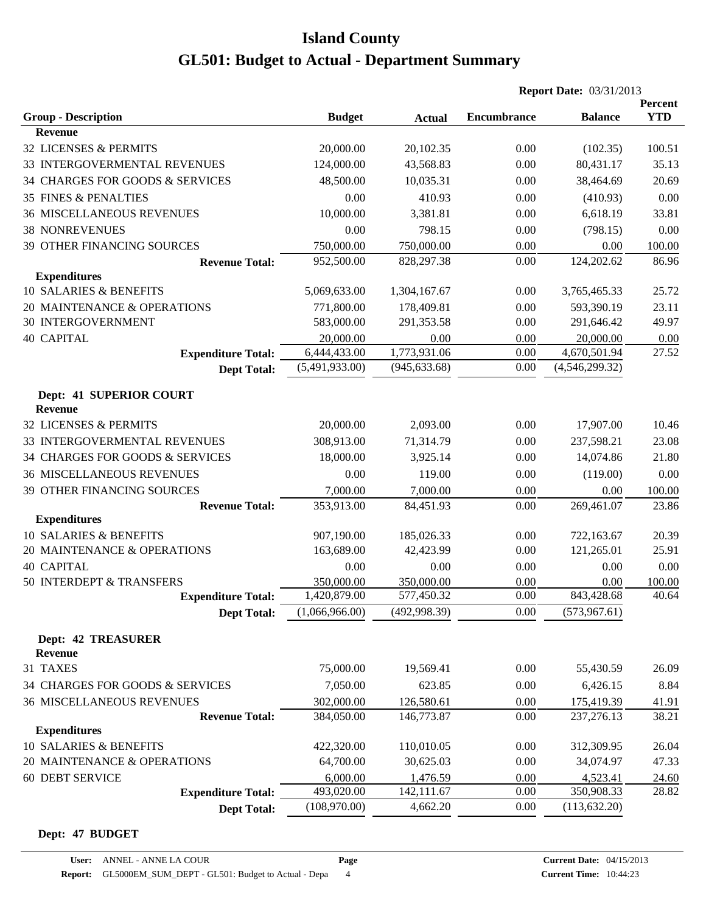# Island County

# GL501: Budget to Actual - Department Summary

**Report Date:** 03/31/2013

| Group - Description | Budget | Actual | Encumbrance | Balance | Percent YTD |
|---|---|---|---|---|---|
| **Revenue** | | | | | |
| 32 LICENSES & PERMITS | 20,000.00 | 20,102.35 | 0.00 | (102.35) | 100.51 |
| 33 INTERGOVERMENTAL REVENUES | 124,000.00 | 43,568.83 | 0.00 | 80,431.17 | 35.13 |
| 34 CHARGES FOR GOODS & SERVICES | 48,500.00 | 10,035.31 | 0.00 | 38,464.69 | 20.69 |
| 35 FINES & PENALTIES | 0.00 | 410.93 | 0.00 | (410.93) | 0.00 |
| 36 MISCELLANEOUS REVENUES | 10,000.00 | 3,381.81 | 0.00 | 6,618.19 | 33.81 |
| 38 NONREVENUES | 0.00 | 798.15 | 0.00 | (798.15) | 0.00 |
| 39 OTHER FINANCING SOURCES | 750,000.00 | 750,000.00 | 0.00 | 0.00 | 100.00 |
| **Revenue Total:** | 952,500.00 | 828,297.38 | 0.00 | 124,202.62 | 86.96 |
| **Expenditures** | | | | | |
| 10 SALARIES & BENEFITS | 5,069,633.00 | 1,304,167.67 | 0.00 | 3,765,465.33 | 25.72 |
| 20 MAINTENANCE & OPERATIONS | 771,800.00 | 178,409.81 | 0.00 | 593,390.19 | 23.11 |
| 30 INTERGOVERNMENT | 583,000.00 | 291,353.58 | 0.00 | 291,646.42 | 49.97 |
| 40 CAPITAL | 20,000.00 | 0.00 | 0.00 | 20,000.00 | 0.00 |
| **Expenditure Total:** | 6,444,433.00 | 1,773,931.06 | 0.00 | 4,670,501.94 | 27.52 |
| **Dept Total:** | (5,491,933.00) | (945,633.68) | 0.00 | (4,546,299.32) | |

**Dept: 41 SUPERIOR COURT**

| Group - Description | Budget | Actual | Encumbrance | Balance | Percent YTD |
|---|---|---|---|---|---|
| **Revenue** | | | | | |
| 32 LICENSES & PERMITS | 20,000.00 | 2,093.00 | 0.00 | 17,907.00 | 10.46 |
| 33 INTERGOVERMENTAL REVENUES | 308,913.00 | 71,314.79 | 0.00 | 237,598.21 | 23.08 |
| 34 CHARGES FOR GOODS & SERVICES | 18,000.00 | 3,925.14 | 0.00 | 14,074.86 | 21.80 |
| 36 MISCELLANEOUS REVENUES | 0.00 | 119.00 | 0.00 | (119.00) | 0.00 |
| 39 OTHER FINANCING SOURCES | 7,000.00 | 7,000.00 | 0.00 | 0.00 | 100.00 |
| **Revenue Total:** | 353,913.00 | 84,451.93 | 0.00 | 269,461.07 | 23.86 |
| **Expenditures** | | | | | |
| 10 SALARIES & BENEFITS | 907,190.00 | 185,026.33 | 0.00 | 722,163.67 | 20.39 |
| 20 MAINTENANCE & OPERATIONS | 163,689.00 | 42,423.99 | 0.00 | 121,265.01 | 25.91 |
| 40 CAPITAL | 0.00 | 0.00 | 0.00 | 0.00 | 0.00 |
| 50 INTERDEPT & TRANSFERS | 350,000.00 | 350,000.00 | 0.00 | 0.00 | 100.00 |
| **Expenditure Total:** | 1,420,879.00 | 577,450.32 | 0.00 | 843,428.68 | 40.64 |
| **Dept Total:** | (1,066,966.00) | (492,998.39) | 0.00 | (573,967.61) | |

**Dept: 42 TREASURER**

| Group - Description | Budget | Actual | Encumbrance | Balance | Percent YTD |
|---|---|---|---|---|---|
| **Revenue** | | | | | |
| 31 TAXES | 75,000.00 | 19,569.41 | 0.00 | 55,430.59 | 26.09 |
| 34 CHARGES FOR GOODS & SERVICES | 7,050.00 | 623.85 | 0.00 | 6,426.15 | 8.84 |
| 36 MISCELLANEOUS REVENUES | 302,000.00 | 126,580.61 | 0.00 | 175,419.39 | 41.91 |
| **Revenue Total:** | 384,050.00 | 146,773.87 | 0.00 | 237,276.13 | 38.21 |
| **Expenditures** | | | | | |
| 10 SALARIES & BENEFITS | 422,320.00 | 110,010.05 | 0.00 | 312,309.95 | 26.04 |
| 20 MAINTENANCE & OPERATIONS | 64,700.00 | 30,625.03 | 0.00 | 34,074.97 | 47.33 |
| 60 DEBT SERVICE | 6,000.00 | 1,476.59 | 0.00 | 4,523.41 | 24.60 |
| **Expenditure Total:** | 493,020.00 | 142,111.67 | 0.00 | 350,908.33 | 28.82 |
| **Dept Total:** | (108,970.00) | 4,662.20 | 0.00 | (113,632.20) | |

**Dept: 47 BUDGET**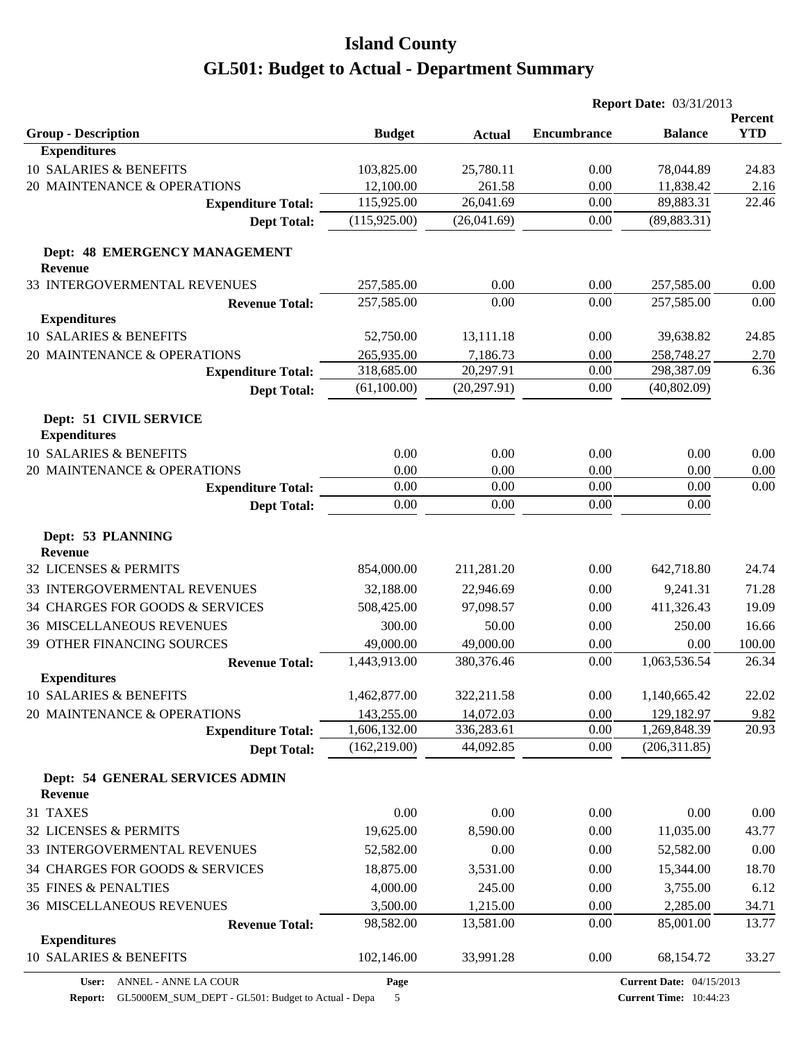# Island County

# GL501: Budget to Actual - Department Summary

**Report Date:** 03/31/2013

| Group - Description | Budget | Actual | Encumbrance | Balance | Percent YTD |
|---|---|---|---|---|---|
| **Expenditures** | | | | | |
| 10 SALARIES & BENEFITS | 103,825.00 | 25,780.11 | 0.00 | 78,044.89 | 24.83 |
| 20 MAINTENANCE & OPERATIONS | 12,100.00 | 261.58 | 0.00 | 11,838.42 | 2.16 |
| **Expenditure Total:** | 115,925.00 | 26,041.69 | 0.00 | 89,883.31 | 22.46 |
| **Dept Total:** | (115,925.00) | (26,041.69) | 0.00 | (89,883.31) | |
| **Dept: 48 EMERGENCY MANAGEMENT** | | | | | |
| **Revenue** | | | | | |
| 33 INTERGOVERMENTAL REVENUES | 257,585.00 | 0.00 | 0.00 | 257,585.00 | 0.00 |
| **Revenue Total:** | 257,585.00 | 0.00 | 0.00 | 257,585.00 | 0.00 |
| **Expenditures** | | | | | |
| 10 SALARIES & BENEFITS | 52,750.00 | 13,111.18 | 0.00 | 39,638.82 | 24.85 |
| 20 MAINTENANCE & OPERATIONS | 265,935.00 | 7,186.73 | 0.00 | 258,748.27 | 2.70 |
| **Expenditure Total:** | 318,685.00 | 20,297.91 | 0.00 | 298,387.09 | 6.36 |
| **Dept Total:** | (61,100.00) | (20,297.91) | 0.00 | (40,802.09) | |
| **Dept: 51 CIVIL SERVICE** | | | | | |
| **Expenditures** | | | | | |
| 10 SALARIES & BENEFITS | 0.00 | 0.00 | 0.00 | 0.00 | 0.00 |
| 20 MAINTENANCE & OPERATIONS | 0.00 | 0.00 | 0.00 | 0.00 | 0.00 |
| **Expenditure Total:** | 0.00 | 0.00 | 0.00 | 0.00 | 0.00 |
| **Dept Total:** | 0.00 | 0.00 | 0.00 | 0.00 | |
| **Dept: 53 PLANNING** | | | | | |
| **Revenue** | | | | | |
| 32 LICENSES & PERMITS | 854,000.00 | 211,281.20 | 0.00 | 642,718.80 | 24.74 |
| 33 INTERGOVERMENTAL REVENUES | 32,188.00 | 22,946.69 | 0.00 | 9,241.31 | 71.28 |
| 34 CHARGES FOR GOODS & SERVICES | 508,425.00 | 97,098.57 | 0.00 | 411,326.43 | 19.09 |
| 36 MISCELLANEOUS REVENUES | 300.00 | 50.00 | 0.00 | 250.00 | 16.66 |
| 39 OTHER FINANCING SOURCES | 49,000.00 | 49,000.00 | 0.00 | 0.00 | 100.00 |
| **Revenue Total:** | 1,443,913.00 | 380,376.46 | 0.00 | 1,063,536.54 | 26.34 |
| **Expenditures** | | | | | |
| 10 SALARIES & BENEFITS | 1,462,877.00 | 322,211.58 | 0.00 | 1,140,665.42 | 22.02 |
| 20 MAINTENANCE & OPERATIONS | 143,255.00 | 14,072.03 | 0.00 | 129,182.97 | 9.82 |
| **Expenditure Total:** | 1,606,132.00 | 336,283.61 | 0.00 | 1,269,848.39 | 20.93 |
| **Dept Total:** | (162,219.00) | 44,092.85 | 0.00 | (206,311.85) | |
| **Dept: 54 GENERAL SERVICES ADMIN** | | | | | |
| **Revenue** | | | | | |
| 31 TAXES | 0.00 | 0.00 | 0.00 | 0.00 | 0.00 |
| 32 LICENSES & PERMITS | 19,625.00 | 8,590.00 | 0.00 | 11,035.00 | 43.77 |
| 33 INTERGOVERMENTAL REVENUES | 52,582.00 | 0.00 | 0.00 | 52,582.00 | 0.00 |
| 34 CHARGES FOR GOODS & SERVICES | 18,875.00 | 3,531.00 | 0.00 | 15,344.00 | 18.70 |
| 35 FINES & PENALTIES | 4,000.00 | 245.00 | 0.00 | 3,755.00 | 6.12 |
| 36 MISCELLANEOUS REVENUES | 3,500.00 | 1,215.00 | 0.00 | 2,285.00 | 34.71 |
| **Revenue Total:** | 98,582.00 | 13,581.00 | 0.00 | 85,001.00 | 13.77 |
| **Expenditures** | | | | | |
| 10 SALARIES & BENEFITS | 102,146.00 | 33,991.28 | 0.00 | 68,154.72 | 33.27 |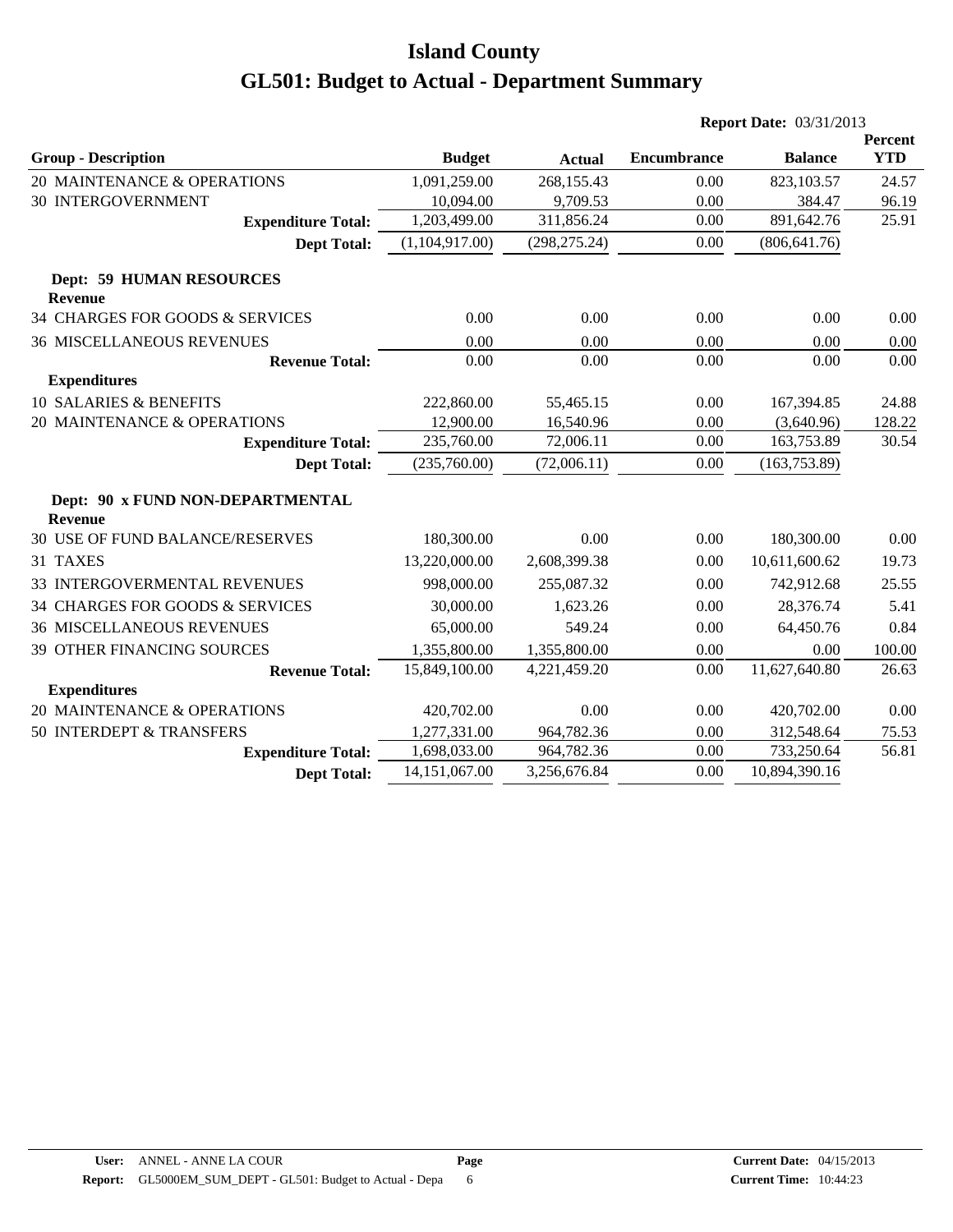# Island County
# GL501: Budget to Actual - Department Summary

**Report Date:** 03/31/2013

| Group - Description | Budget | Actual | Encumbrance | Balance | Percent YTD |
|---|---|---|---|---|---|
| 20 MAINTENANCE & OPERATIONS | 1,091,259.00 | 268,155.43 | 0.00 | 823,103.57 | 24.57 |
| 30 INTERGOVERNMENT | 10,094.00 | 9,709.53 | 0.00 | 384.47 | 96.19 |
| **Expenditure Total:** | 1,203,499.00 | 311,856.24 | 0.00 | 891,642.76 | 25.91 |
| **Dept Total:** | (1,104,917.00) | (298,275.24) | 0.00 | (806,641.76) | |
| **Dept: 59 HUMAN RESOURCES** | | | | | |
| **Revenue** | | | | | |
| 34 CHARGES FOR GOODS & SERVICES | 0.00 | 0.00 | 0.00 | 0.00 | 0.00 |
| 36 MISCELLANEOUS REVENUES | 0.00 | 0.00 | 0.00 | 0.00 | 0.00 |
| **Revenue Total:** | 0.00 | 0.00 | 0.00 | 0.00 | 0.00 |
| **Expenditures** | | | | | |
| 10 SALARIES & BENEFITS | 222,860.00 | 55,465.15 | 0.00 | 167,394.85 | 24.88 |
| 20 MAINTENANCE & OPERATIONS | 12,900.00 | 16,540.96 | 0.00 | (3,640.96) | 128.22 |
| **Expenditure Total:** | 235,760.00 | 72,006.11 | 0.00 | 163,753.89 | 30.54 |
| **Dept Total:** | (235,760.00) | (72,006.11) | 0.00 | (163,753.89) | |
| **Dept: 90 x FUND NON-DEPARTMENTAL** | | | | | |
| **Revenue** | | | | | |
| 30 USE OF FUND BALANCE/RESERVES | 180,300.00 | 0.00 | 0.00 | 180,300.00 | 0.00 |
| 31 TAXES | 13,220,000.00 | 2,608,399.38 | 0.00 | 10,611,600.62 | 19.73 |
| 33 INTERGOVERMENTAL REVENUES | 998,000.00 | 255,087.32 | 0.00 | 742,912.68 | 25.55 |
| 34 CHARGES FOR GOODS & SERVICES | 30,000.00 | 1,623.26 | 0.00 | 28,376.74 | 5.41 |
| 36 MISCELLANEOUS REVENUES | 65,000.00 | 549.24 | 0.00 | 64,450.76 | 0.84 |
| 39 OTHER FINANCING SOURCES | 1,355,800.00 | 1,355,800.00 | 0.00 | 0.00 | 100.00 |
| **Revenue Total:** | 15,849,100.00 | 4,221,459.20 | 0.00 | 11,627,640.80 | 26.63 |
| **Expenditures** | | | | | |
| 20 MAINTENANCE & OPERATIONS | 420,702.00 | 0.00 | 0.00 | 420,702.00 | 0.00 |
| 50 INTERDEPT & TRANSFERS | 1,277,331.00 | 964,782.36 | 0.00 | 312,548.64 | 75.53 |
| **Expenditure Total:** | 1,698,033.00 | 964,782.36 | 0.00 | 733,250.64 | 56.81 |
| **Dept Total:** | 14,151,067.00 | 3,256,676.84 | 0.00 | 10,894,390.16 | |

**User:** ANNEL - ANNE LA COUR
**Report:** GL5000EM_SUM_DEPT - GL501: Budget to Actual - Depa
**Current Date:** 04/15/2013
**Current Time:** 10:44:23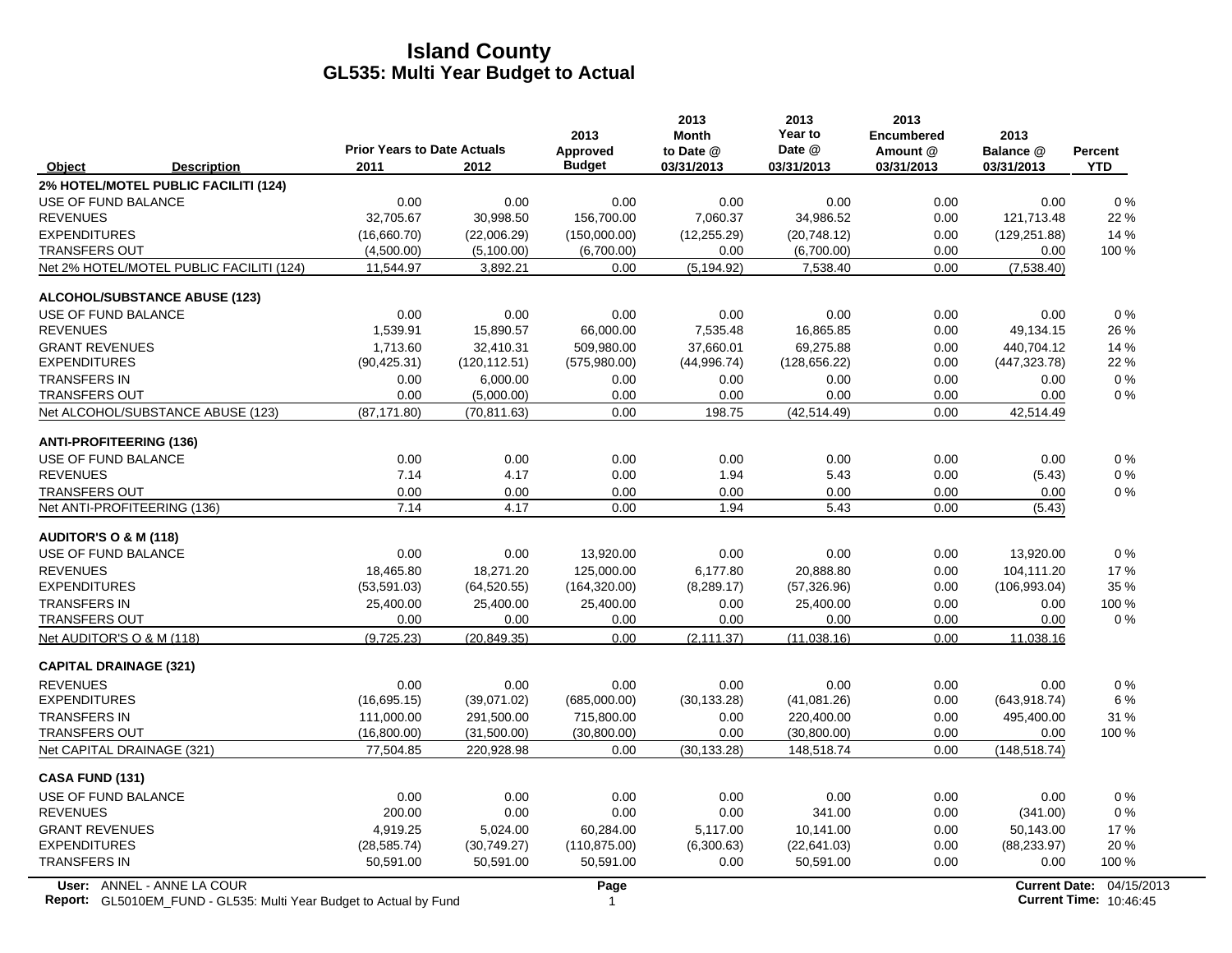# Island County
## GL535: Multi Year Budget to Actual

| Object | Description | Prior Years to Date Actuals 2011 | 2012 | 2013 Approved Budget | 2013 Month to Date @ 03/31/2013 | 2013 Year to Date @ 03/31/2013 | 2013 Encumbered Amount @ 03/31/2013 | 2013 Balance @ 03/31/2013 | Percent YTD |
|---|---|---|---|---|---|---|---|---|---|
| **2% HOTEL/MOTEL PUBLIC FACILITI (124)** | | | | | | | | | |
| USE OF FUND BALANCE | | 0.00 | 0.00 | 0.00 | 0.00 | 0.00 | 0.00 | 0.00 | 0 % |
| REVENUES | | 32,705.67 | 30,998.50 | 156,700.00 | 7,060.37 | 34,986.52 | 0.00 | 121,713.48 | 22 % |
| EXPENDITURES | | (16,660.70) | (22,006.29) | (150,000.00) | (12,255.29) | (20,748.12) | 0.00 | (129,251.88) | 14 % |
| TRANSFERS OUT | | (4,500.00) | (5,100.00) | (6,700.00) | 0.00 | (6,700.00) | 0.00 | 0.00 | 100 % |
| Net 2% HOTEL/MOTEL PUBLIC FACILITI (124) | | 11,544.97 | 3,892.21 | 0.00 | (5,194.92) | 7,538.40 | 0.00 | (7,538.40) | |
| **ALCOHOL/SUBSTANCE ABUSE (123)** | | | | | | | | | |
| USE OF FUND BALANCE | | 0.00 | 0.00 | 0.00 | 0.00 | 0.00 | 0.00 | 0.00 | 0 % |
| REVENUES | | 1,539.91 | 15,890.57 | 66,000.00 | 7,535.48 | 16,865.85 | 0.00 | 49,134.15 | 26 % |
| GRANT REVENUES | | 1,713.60 | 32,410.31 | 509,980.00 | 37,660.01 | 69,275.88 | 0.00 | 440,704.12 | 14 % |
| EXPENDITURES | | (90,425.31) | (120,112.51) | (575,980.00) | (44,996.74) | (128,656.22) | 0.00 | (447,323.78) | 22 % |
| TRANSFERS IN | | 0.00 | 6,000.00 | 0.00 | 0.00 | 0.00 | 0.00 | 0.00 | 0 % |
| TRANSFERS OUT | | 0.00 | (5,000.00) | 0.00 | 0.00 | 0.00 | 0.00 | 0.00 | 0 % |
| Net ALCOHOL/SUBSTANCE ABUSE (123) | | (87,171.80) | (70,811.63) | 0.00 | 198.75 | (42,514.49) | 0.00 | 42,514.49 | |
| **ANTI-PROFITEERING (136)** | | | | | | | | | |
| USE OF FUND BALANCE | | 0.00 | 0.00 | 0.00 | 0.00 | 0.00 | 0.00 | 0.00 | 0 % |
| REVENUES | | 7.14 | 4.17 | 0.00 | 1.94 | 5.43 | 0.00 | (5.43) | 0 % |
| TRANSFERS OUT | | 0.00 | 0.00 | 0.00 | 0.00 | 0.00 | 0.00 | 0.00 | 0 % |
| Net ANTI-PROFITEERING (136) | | 7.14 | 4.17 | 0.00 | 1.94 | 5.43 | 0.00 | (5.43) | |
| **AUDITOR'S O & M (118)** | | | | | | | | | |
| USE OF FUND BALANCE | | 0.00 | 0.00 | 13,920.00 | 0.00 | 0.00 | 0.00 | 13,920.00 | 0 % |
| REVENUES | | 18,465.80 | 18,271.20 | 125,000.00 | 6,177.80 | 20,888.80 | 0.00 | 104,111.20 | 17 % |
| EXPENDITURES | | (53,591.03) | (64,520.55) | (164,320.00) | (8,289.17) | (57,326.96) | 0.00 | (106,993.04) | 35 % |
| TRANSFERS IN | | 25,400.00 | 25,400.00 | 25,400.00 | 0.00 | 25,400.00 | 0.00 | 0.00 | 100 % |
| TRANSFERS OUT | | 0.00 | 0.00 | 0.00 | 0.00 | 0.00 | 0.00 | 0.00 | 0 % |
| Net AUDITOR'S O & M (118) | | (9,725.23) | (20,849.35) | 0.00 | (2,111.37) | (11,038.16) | 0.00 | 11,038.16 | |
| **CAPITAL DRAINAGE (321)** | | | | | | | | | |
| REVENUES | | 0.00 | 0.00 | 0.00 | 0.00 | 0.00 | 0.00 | 0.00 | 0 % |
| EXPENDITURES | | (16,695.15) | (39,071.02) | (685,000.00) | (30,133.28) | (41,081.26) | 0.00 | (643,918.74) | 6 % |
| TRANSFERS IN | | 111,000.00 | 291,500.00 | 715,800.00 | 0.00 | 220,400.00 | 0.00 | 495,400.00 | 31 % |
| TRANSFERS OUT | | (16,800.00) | (31,500.00) | (30,800.00) | 0.00 | (30,800.00) | 0.00 | 0.00 | 100 % |
| Net CAPITAL DRAINAGE (321) | | 77,504.85 | 220,928.98 | 0.00 | (30,133.28) | 148,518.74 | 0.00 | (148,518.74) | |
| **CASA FUND (131)** | | | | | | | | | |
| USE OF FUND BALANCE | | 0.00 | 0.00 | 0.00 | 0.00 | 0.00 | 0.00 | 0.00 | 0 % |
| REVENUES | | 200.00 | 0.00 | 0.00 | 0.00 | 341.00 | 0.00 | (341.00) | 0 % |
| GRANT REVENUES | | 4,919.25 | 5,024.00 | 60,284.00 | 5,117.00 | 10,141.00 | 0.00 | 50,143.00 | 17 % |
| EXPENDITURES | | (28,585.74) | (30,749.27) | (110,875.00) | (6,300.63) | (22,641.03) | 0.00 | (88,233.97) | 20 % |
| TRANSFERS IN | | 50,591.00 | 50,591.00 | 50,591.00 | 0.00 | 50,591.00 | 0.00 | 0.00 | 100 % |

User: ANNEL - ANNE LA COUR
Report: GL5010EM_FUND - GL535: Multi Year Budget to Actual by Fund

Current Date: 04/15/2013
Current Time: 10:46:45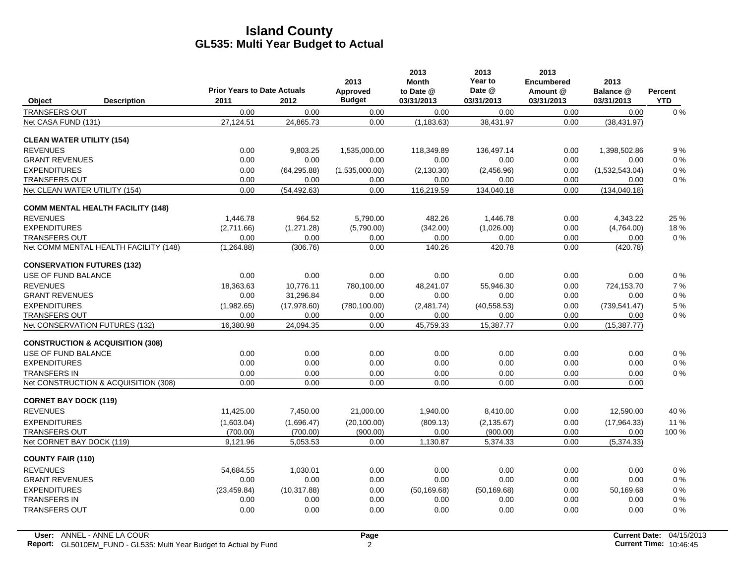# Island County
## GL535: Multi Year Budget to Actual

| Object | Description | Prior Years to Date Actuals 2011 | 2012 | 2013 Approved Budget | 2013 Month to Date @ 03/31/2013 | 2013 Year to Date @ 03/31/2013 | 2013 Encumbered Amount @ 03/31/2013 | 2013 Balance @ 03/31/2013 | Percent YTD |
|---|---|---|---|---|---|---|---|---|---|
| TRANSFERS OUT | | 0.00 | 0.00 | 0.00 | 0.00 | 0.00 | 0.00 | 0.00 | 0 % |
| Net CASA FUND (131) | | 27,124.51 | 24,865.73 | 0.00 | (1,183.63) | 38,431.97 | 0.00 | (38,431.97) | |
| **CLEAN WATER UTILITY (154)** | | | | | | | | | |
| REVENUES | | 0.00 | 9,803.25 | 1,535,000.00 | 118,349.89 | 136,497.14 | 0.00 | 1,398,502.86 | 9 % |
| GRANT REVENUES | | 0.00 | 0.00 | 0.00 | 0.00 | 0.00 | 0.00 | 0.00 | 0 % |
| EXPENDITURES | | 0.00 | (64,295.88) | (1,535,000.00) | (2,130.30) | (2,456.96) | 0.00 | (1,532,543.04) | 0 % |
| TRANSFERS OUT | | 0.00 | 0.00 | 0.00 | 0.00 | 0.00 | 0.00 | 0.00 | 0 % |
| Net CLEAN WATER UTILITY (154) | | 0.00 | (54,492.63) | 0.00 | 116,219.59 | 134,040.18 | 0.00 | (134,040.18) | |
| **COMM MENTAL HEALTH FACILITY (148)** | | | | | | | | | |
| REVENUES | | 1,446.78 | 964.52 | 5,790.00 | 482.26 | 1,446.78 | 0.00 | 4,343.22 | 25 % |
| EXPENDITURES | | (2,711.66) | (1,271.28) | (5,790.00) | (342.00) | (1,026.00) | 0.00 | (4,764.00) | 18 % |
| TRANSFERS OUT | | 0.00 | 0.00 | 0.00 | 0.00 | 0.00 | 0.00 | 0.00 | 0 % |
| Net COMM MENTAL HEALTH FACILITY (148) | | (1,264.88) | (306.76) | 0.00 | 140.26 | 420.78 | 0.00 | (420.78) | |
| **CONSERVATION FUTURES (132)** | | | | | | | | | |
| USE OF FUND BALANCE | | 0.00 | 0.00 | 0.00 | 0.00 | 0.00 | 0.00 | 0.00 | 0 % |
| REVENUES | | 18,363.63 | 10,776.11 | 780,100.00 | 48,241.07 | 55,946.30 | 0.00 | 724,153.70 | 7 % |
| GRANT REVENUES | | 0.00 | 31,296.84 | 0.00 | 0.00 | 0.00 | 0.00 | 0.00 | 0 % |
| EXPENDITURES | | (1,982.65) | (17,978.60) | (780,100.00) | (2,481.74) | (40,558.53) | 0.00 | (739,541.47) | 5 % |
| TRANSFERS OUT | | 0.00 | 0.00 | 0.00 | 0.00 | 0.00 | 0.00 | 0.00 | 0 % |
| Net CONSERVATION FUTURES (132) | | 16,380.98 | 24,094.35 | 0.00 | 45,759.33 | 15,387.77 | 0.00 | (15,387.77) | |
| **CONSTRUCTION & ACQUISITION (308)** | | | | | | | | | |
| USE OF FUND BALANCE | | 0.00 | 0.00 | 0.00 | 0.00 | 0.00 | 0.00 | 0.00 | 0 % |
| EXPENDITURES | | 0.00 | 0.00 | 0.00 | 0.00 | 0.00 | 0.00 | 0.00 | 0 % |
| TRANSFERS IN | | 0.00 | 0.00 | 0.00 | 0.00 | 0.00 | 0.00 | 0.00 | 0 % |
| Net CONSTRUCTION & ACQUISITION (308) | | 0.00 | 0.00 | 0.00 | 0.00 | 0.00 | 0.00 | 0.00 | |
| **CORNET BAY DOCK (119)** | | | | | | | | | |
| REVENUES | | 11,425.00 | 7,450.00 | 21,000.00 | 1,940.00 | 8,410.00 | 0.00 | 12,590.00 | 40 % |
| EXPENDITURES | | (1,603.04) | (1,696.47) | (20,100.00) | (809.13) | (2,135.67) | 0.00 | (17,964.33) | 11 % |
| TRANSFERS OUT | | (700.00) | (700.00) | (900.00) | 0.00 | (900.00) | 0.00 | 0.00 | 100 % |
| Net CORNET BAY DOCK (119) | | 9,121.96 | 5,053.53 | 0.00 | 1,130.87 | 5,374.33 | 0.00 | (5,374.33) | |
| **COUNTY FAIR (110)** | | | | | | | | | |
| REVENUES | | 54,684.55 | 1,030.01 | 0.00 | 0.00 | 0.00 | 0.00 | 0.00 | 0 % |
| GRANT REVENUES | | 0.00 | 0.00 | 0.00 | 0.00 | 0.00 | 0.00 | 0.00 | 0 % |
| EXPENDITURES | | (23,459.84) | (10,317.88) | 0.00 | (50,169.68) | (50,169.68) | 0.00 | 50,169.68 | 0 % |
| TRANSFERS IN | | 0.00 | 0.00 | 0.00 | 0.00 | 0.00 | 0.00 | 0.00 | 0 % |
| TRANSFERS OUT | | 0.00 | 0.00 | 0.00 | 0.00 | 0.00 | 0.00 | 0.00 | 0 % |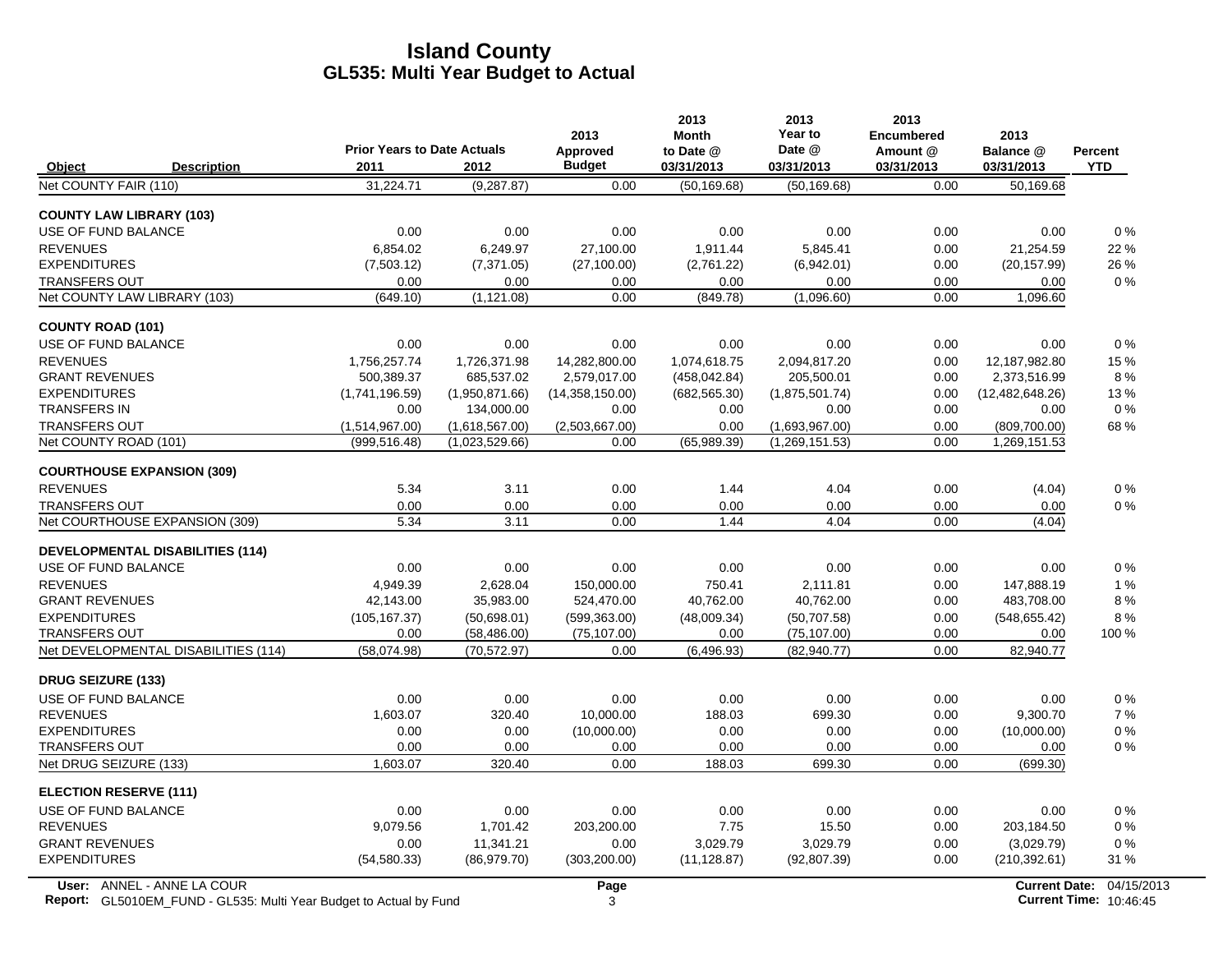# Island County
## GL535: Multi Year Budget to Actual

| Object | Description | Prior Years to Date Actuals 2011 | 2012 | 2013 Approved Budget | 2013 Month to Date @ 03/31/2013 | 2013 Year to Date @ 03/31/2013 | 2013 Encumbered Amount @ 03/31/2013 | 2013 Balance @ 03/31/2013 | Percent YTD |
|---|---|---|---|---|---|---|---|---|---|
| Net COUNTY FAIR (110) | | 31,224.71 | (9,287.87) | 0.00 | (50,169.68) | (50,169.68) | 0.00 | 50,169.68 | |
| **COUNTY LAW LIBRARY (103)** | | | | | | | | | |
| USE OF FUND BALANCE | | 0.00 | 0.00 | 0.00 | 0.00 | 0.00 | 0.00 | 0.00 | 0 % |
| REVENUES | | 6,854.02 | 6,249.97 | 27,100.00 | 1,911.44 | 5,845.41 | 0.00 | 21,254.59 | 22 % |
| EXPENDITURES | | (7,503.12) | (7,371.05) | (27,100.00) | (2,761.22) | (6,942.01) | 0.00 | (20,157.99) | 26 % |
| TRANSFERS OUT | | 0.00 | 0.00 | 0.00 | 0.00 | 0.00 | 0.00 | 0.00 | 0 % |
| Net COUNTY LAW LIBRARY (103) | | (649.10) | (1,121.08) | 0.00 | (849.78) | (1,096.60) | 0.00 | 1,096.60 | |
| **COUNTY ROAD (101)** | | | | | | | | | |
| USE OF FUND BALANCE | | 0.00 | 0.00 | 0.00 | 0.00 | 0.00 | 0.00 | 0.00 | 0 % |
| REVENUES | | 1,756,257.74 | 1,726,371.98 | 14,282,800.00 | 1,074,618.75 | 2,094,817.20 | 0.00 | 12,187,982.80 | 15 % |
| GRANT REVENUES | | 500,389.37 | 685,537.02 | 2,579,017.00 | (458,042.84) | 205,500.01 | 0.00 | 2,373,516.99 | 8 % |
| EXPENDITURES | | (1,741,196.59) | (1,950,871.66) | (14,358,150.00) | (682,565.30) | (1,875,501.74) | 0.00 | (12,482,648.26) | 13 % |
| TRANSFERS IN | | 0.00 | 134,000.00 | 0.00 | 0.00 | 0.00 | 0.00 | 0.00 | 0 % |
| TRANSFERS OUT | | (1,514,967.00) | (1,618,567.00) | (2,503,667.00) | 0.00 | (1,693,967.00) | 0.00 | (809,700.00) | 68 % |
| Net COUNTY ROAD (101) | | (999,516.48) | (1,023,529.66) | 0.00 | (65,989.39) | (1,269,151.53) | 0.00 | 1,269,151.53 | |
| **COURTHOUSE EXPANSION (309)** | | | | | | | | | |
| REVENUES | | 5.34 | 3.11 | 0.00 | 1.44 | 4.04 | 0.00 | (4.04) | 0 % |
| TRANSFERS OUT | | 0.00 | 0.00 | 0.00 | 0.00 | 0.00 | 0.00 | 0.00 | 0 % |
| Net COURTHOUSE EXPANSION (309) | | 5.34 | 3.11 | 0.00 | 1.44 | 4.04 | 0.00 | (4.04) | |
| **DEVELOPMENTAL DISABILITIES (114)** | | | | | | | | | |
| USE OF FUND BALANCE | | 0.00 | 0.00 | 0.00 | 0.00 | 0.00 | 0.00 | 0.00 | 0 % |
| REVENUES | | 4,949.39 | 2,628.04 | 150,000.00 | 750.41 | 2,111.81 | 0.00 | 147,888.19 | 1 % |
| GRANT REVENUES | | 42,143.00 | 35,983.00 | 524,470.00 | 40,762.00 | 40,762.00 | 0.00 | 483,708.00 | 8 % |
| EXPENDITURES | | (105,167.37) | (50,698.01) | (599,363.00) | (48,009.34) | (50,707.58) | 0.00 | (548,655.42) | 8 % |
| TRANSFERS OUT | | 0.00 | (58,486.00) | (75,107.00) | 0.00 | (75,107.00) | 0.00 | 0.00 | 100 % |
| Net DEVELOPMENTAL DISABILITIES (114) | | (58,074.98) | (70,572.97) | 0.00 | (6,496.93) | (82,940.77) | 0.00 | 82,940.77 | |
| **DRUG SEIZURE (133)** | | | | | | | | | |
| USE OF FUND BALANCE | | 0.00 | 0.00 | 0.00 | 0.00 | 0.00 | 0.00 | 0.00 | 0 % |
| REVENUES | | 1,603.07 | 320.40 | 10,000.00 | 188.03 | 699.30 | 0.00 | 9,300.70 | 7 % |
| EXPENDITURES | | 0.00 | 0.00 | (10,000.00) | 0.00 | 0.00 | 0.00 | (10,000.00) | 0 % |
| TRANSFERS OUT | | 0.00 | 0.00 | 0.00 | 0.00 | 0.00 | 0.00 | 0.00 | 0 % |
| Net DRUG SEIZURE (133) | | 1,603.07 | 320.40 | 0.00 | 188.03 | 699.30 | 0.00 | (699.30) | |
| **ELECTION RESERVE (111)** | | | | | | | | | |
| USE OF FUND BALANCE | | 0.00 | 0.00 | 0.00 | 0.00 | 0.00 | 0.00 | 0.00 | 0 % |
| REVENUES | | 9,079.56 | 1,701.42 | 203,200.00 | 7.75 | 15.50 | 0.00 | 203,184.50 | 0 % |
| GRANT REVENUES | | 0.00 | 11,341.21 | 0.00 | 3,029.79 | 3,029.79 | 0.00 | (3,029.79) | 0 % |
| EXPENDITURES | | (54,580.33) | (86,979.70) | (303,200.00) | (11,128.87) | (92,807.39) | 0.00 | (210,392.61) | 31 % |

User: ANNEL - ANNE LA COUR
Report: GL5010EM_FUND - GL535: Multi Year Budget to Actual by Fund

Current Date: 04/15/2013
Current Time: 10:46:45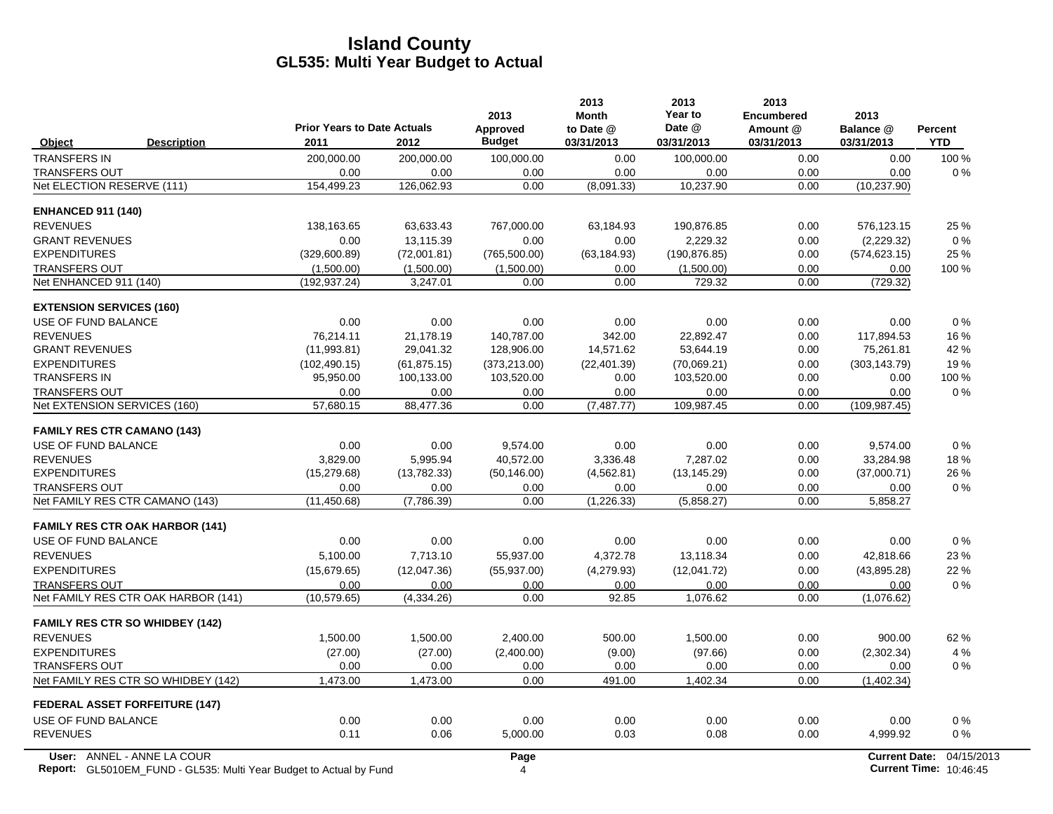# Island County
## GL535: Multi Year Budget to Actual

| Object | Description | Prior Years to Date Actuals 2011 | 2012 | 2013 Approved Budget | 2013 Month to Date @ 03/31/2013 | 2013 Year to Date @ 03/31/2013 | 2013 Encumbered Amount @ 03/31/2013 | 2013 Balance @ 03/31/2013 | Percent YTD |
|---|---|---|---|---|---|---|---|---|---|
| TRANSFERS IN | | 200,000.00 | 200,000.00 | 100,000.00 | 0.00 | 100,000.00 | 0.00 | 0.00 | 100 % |
| TRANSFERS OUT | | 0.00 | 0.00 | 0.00 | 0.00 | 0.00 | 0.00 | 0.00 | 0 % |
| Net ELECTION RESERVE (111) | | 154,499.23 | 126,062.93 | 0.00 | (8,091.33) | 10,237.90 | 0.00 | (10,237.90) | |
| **ENHANCED 911 (140)** | | | | | | | | | |
| REVENUES | | 138,163.65 | 63,633.43 | 767,000.00 | 63,184.93 | 190,876.85 | 0.00 | 576,123.15 | 25 % |
| GRANT REVENUES | | 0.00 | 13,115.39 | 0.00 | 0.00 | 2,229.32 | 0.00 | (2,229.32) | 0 % |
| EXPENDITURES | | (329,600.89) | (72,001.81) | (765,500.00) | (63,184.93) | (190,876.85) | 0.00 | (574,623.15) | 25 % |
| TRANSFERS OUT | | (1,500.00) | (1,500.00) | (1,500.00) | 0.00 | (1,500.00) | 0.00 | 0.00 | 100 % |
| Net ENHANCED 911 (140) | | (192,937.24) | 3,247.01 | 0.00 | 0.00 | 729.32 | 0.00 | (729.32) | |
| **EXTENSION SERVICES (160)** | | | | | | | | | |
| USE OF FUND BALANCE | | 0.00 | 0.00 | 0.00 | 0.00 | 0.00 | 0.00 | 0.00 | 0 % |
| REVENUES | | 76,214.11 | 21,178.19 | 140,787.00 | 342.00 | 22,892.47 | 0.00 | 117,894.53 | 16 % |
| GRANT REVENUES | | (11,993.81) | 29,041.32 | 128,906.00 | 14,571.62 | 53,644.19 | 0.00 | 75,261.81 | 42 % |
| EXPENDITURES | | (102,490.15) | (61,875.15) | (373,213.00) | (22,401.39) | (70,069.21) | 0.00 | (303,143.79) | 19 % |
| TRANSFERS IN | | 95,950.00 | 100,133.00 | 103,520.00 | 0.00 | 103,520.00 | 0.00 | 0.00 | 100 % |
| TRANSFERS OUT | | 0.00 | 0.00 | 0.00 | 0.00 | 0.00 | 0.00 | 0.00 | 0 % |
| Net EXTENSION SERVICES (160) | | 57,680.15 | 88,477.36 | 0.00 | (7,487.77) | 109,987.45 | 0.00 | (109,987.45) | |
| **FAMILY RES CTR CAMANO (143)** | | | | | | | | | |
| USE OF FUND BALANCE | | 0.00 | 0.00 | 9,574.00 | 0.00 | 0.00 | 0.00 | 9,574.00 | 0 % |
| REVENUES | | 3,829.00 | 5,995.94 | 40,572.00 | 3,336.48 | 7,287.02 | 0.00 | 33,284.98 | 18 % |
| EXPENDITURES | | (15,279.68) | (13,782.33) | (50,146.00) | (4,562.81) | (13,145.29) | 0.00 | (37,000.71) | 26 % |
| TRANSFERS OUT | | 0.00 | 0.00 | 0.00 | 0.00 | 0.00 | 0.00 | 0.00 | 0 % |
| Net FAMILY RES CTR CAMANO (143) | | (11,450.68) | (7,786.39) | 0.00 | (1,226.33) | (5,858.27) | 0.00 | 5,858.27 | |
| **FAMILY RES CTR OAK HARBOR (141)** | | | | | | | | | |
| USE OF FUND BALANCE | | 0.00 | 0.00 | 0.00 | 0.00 | 0.00 | 0.00 | 0.00 | 0 % |
| REVENUES | | 5,100.00 | 7,713.10 | 55,937.00 | 4,372.78 | 13,118.34 | 0.00 | 42,818.66 | 23 % |
| EXPENDITURES | | (15,679.65) | (12,047.36) | (55,937.00) | (4,279.93) | (12,041.72) | 0.00 | (43,895.28) | 22 % |
| TRANSFERS OUT | | 0.00 | 0.00 | 0.00 | 0.00 | 0.00 | 0.00 | 0.00 | 0 % |
| Net FAMILY RES CTR OAK HARBOR (141) | | (10,579.65) | (4,334.26) | 0.00 | 92.85 | 1,076.62 | 0.00 | (1,076.62) | |
| **FAMILY RES CTR SO WHIDBEY (142)** | | | | | | | | | |
| REVENUES | | 1,500.00 | 1,500.00 | 2,400.00 | 500.00 | 1,500.00 | 0.00 | 900.00 | 62 % |
| EXPENDITURES | | (27.00) | (27.00) | (2,400.00) | (9.00) | (97.66) | 0.00 | (2,302.34) | 4 % |
| TRANSFERS OUT | | 0.00 | 0.00 | 0.00 | 0.00 | 0.00 | 0.00 | 0.00 | 0 % |
| Net FAMILY RES CTR SO WHIDBEY (142) | | 1,473.00 | 1,473.00 | 0.00 | 491.00 | 1,402.34 | 0.00 | (1,402.34) | |
| **FEDERAL ASSET FORFEITURE (147)** | | | | | | | | | |
| USE OF FUND BALANCE | | 0.00 | 0.00 | 0.00 | 0.00 | 0.00 | 0.00 | 0.00 | 0 % |
| REVENUES | | 0.11 | 0.06 | 5,000.00 | 0.03 | 0.08 | 0.00 | 4,999.92 | 0 % |

User: ANNEL - ANNE LA COUR
Report: GL5010EM_FUND - GL535: Multi Year Budget to Actual by Fund

Current Date: 04/15/2013
Current Time: 10:46:45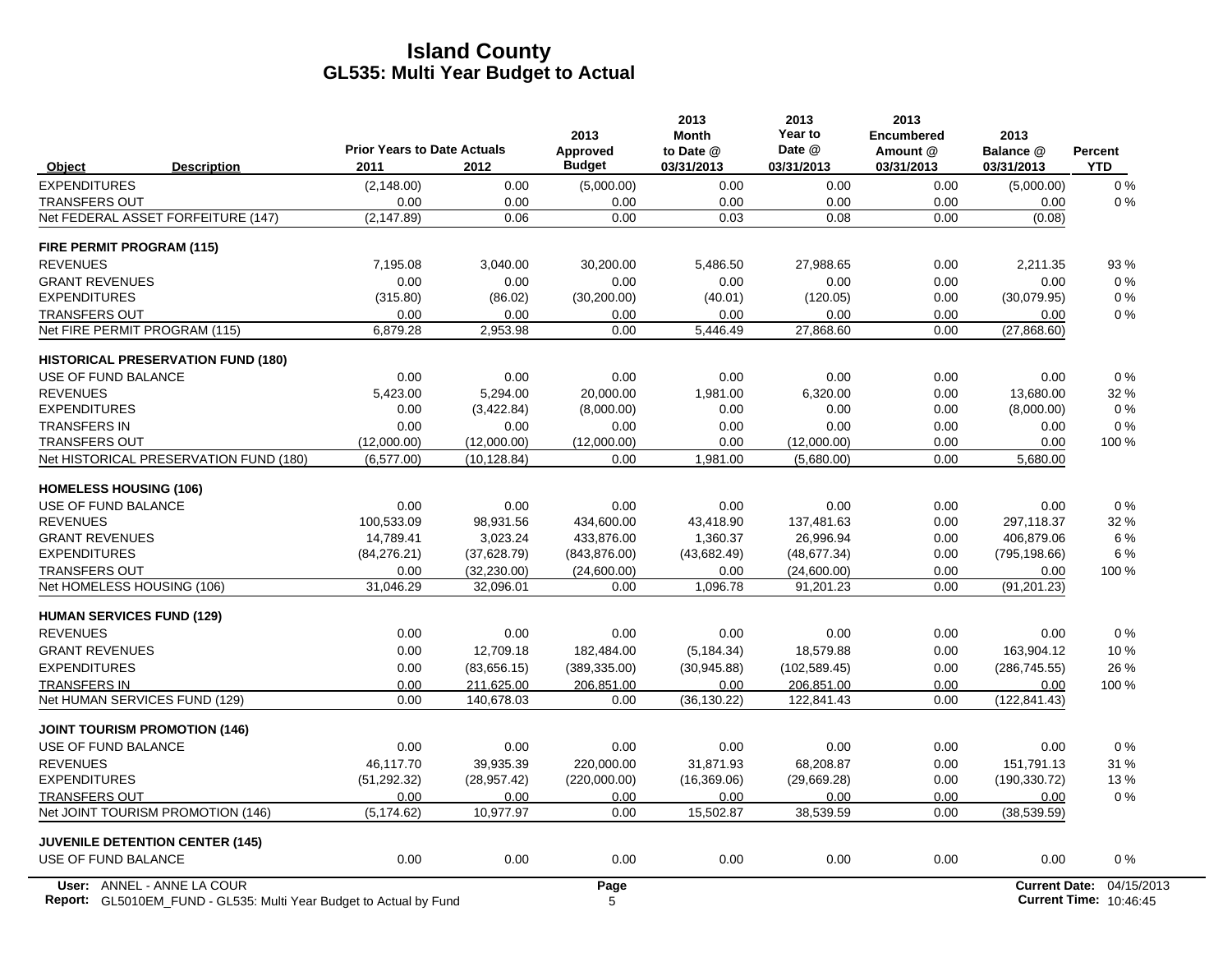# Island County
## GL535: Multi Year Budget to Actual

| Object | Description | Prior Years to Date Actuals 2011 | 2012 | 2013 Approved Budget | 2013 Month to Date @ 03/31/2013 | 2013 Year to Date @ 03/31/2013 | 2013 Encumbered Amount @ 03/31/2013 | 2013 Balance @ 03/31/2013 | Percent YTD |
|---|---|---|---|---|---|---|---|---|---|
| EXPENDITURES | | (2,148.00) | 0.00 | (5,000.00) | 0.00 | 0.00 | 0.00 | (5,000.00) | 0 % |
| TRANSFERS OUT | | 0.00 | 0.00 | 0.00 | 0.00 | 0.00 | 0.00 | 0.00 | 0 % |
| Net FEDERAL ASSET FORFEITURE (147) | | (2,147.89) | 0.06 | 0.00 | 0.03 | 0.08 | 0.00 | (0.08) | |
| **FIRE PERMIT PROGRAM (115)** | | | | | | | | | |
| REVENUES | | 7,195.08 | 3,040.00 | 30,200.00 | 5,486.50 | 27,988.65 | 0.00 | 2,211.35 | 93 % |
| GRANT REVENUES | | 0.00 | 0.00 | 0.00 | 0.00 | 0.00 | 0.00 | 0.00 | 0 % |
| EXPENDITURES | | (315.80) | (86.02) | (30,200.00) | (40.01) | (120.05) | 0.00 | (30,079.95) | 0 % |
| TRANSFERS OUT | | 0.00 | 0.00 | 0.00 | 0.00 | 0.00 | 0.00 | 0.00 | 0 % |
| Net FIRE PERMIT PROGRAM (115) | | 6,879.28 | 2,953.98 | 0.00 | 5,446.49 | 27,868.60 | 0.00 | (27,868.60) | |
| **HISTORICAL PRESERVATION FUND (180)** | | | | | | | | | |
| USE OF FUND BALANCE | | 0.00 | 0.00 | 0.00 | 0.00 | 0.00 | 0.00 | 0.00 | 0 % |
| REVENUES | | 5,423.00 | 5,294.00 | 20,000.00 | 1,981.00 | 6,320.00 | 0.00 | 13,680.00 | 32 % |
| EXPENDITURES | | 0.00 | (3,422.84) | (8,000.00) | 0.00 | 0.00 | 0.00 | (8,000.00) | 0 % |
| TRANSFERS IN | | 0.00 | 0.00 | 0.00 | 0.00 | 0.00 | 0.00 | 0.00 | 0 % |
| TRANSFERS OUT | | (12,000.00) | (12,000.00) | (12,000.00) | 0.00 | (12,000.00) | 0.00 | 0.00 | 100 % |
| Net HISTORICAL PRESERVATION FUND (180) | | (6,577.00) | (10,128.84) | 0.00 | 1,981.00 | (5,680.00) | 0.00 | 5,680.00 | |
| **HOMELESS HOUSING (106)** | | | | | | | | | |
| USE OF FUND BALANCE | | 0.00 | 0.00 | 0.00 | 0.00 | 0.00 | 0.00 | 0.00 | 0 % |
| REVENUES | | 100,533.09 | 98,931.56 | 434,600.00 | 43,418.90 | 137,481.63 | 0.00 | 297,118.37 | 32 % |
| GRANT REVENUES | | 14,789.41 | 3,023.24 | 433,876.00 | 1,360.37 | 26,996.94 | 0.00 | 406,879.06 | 6 % |
| EXPENDITURES | | (84,276.21) | (37,628.79) | (843,876.00) | (43,682.49) | (48,677.34) | 0.00 | (795,198.66) | 6 % |
| TRANSFERS OUT | | 0.00 | (32,230.00) | (24,600.00) | 0.00 | (24,600.00) | 0.00 | 0.00 | 100 % |
| Net HOMELESS HOUSING (106) | | 31,046.29 | 32,096.01 | 0.00 | 1,096.78 | 91,201.23 | 0.00 | (91,201.23) | |
| **HUMAN SERVICES FUND (129)** | | | | | | | | | |
| REVENUES | | 0.00 | 0.00 | 0.00 | 0.00 | 0.00 | 0.00 | 0.00 | 0 % |
| GRANT REVENUES | | 0.00 | 12,709.18 | 182,484.00 | (5,184.34) | 18,579.88 | 0.00 | 163,904.12 | 10 % |
| EXPENDITURES | | 0.00 | (83,656.15) | (389,335.00) | (30,945.88) | (102,589.45) | 0.00 | (286,745.55) | 26 % |
| TRANSFERS IN | | 0.00 | 211,625.00 | 206,851.00 | 0.00 | 206,851.00 | 0.00 | 0.00 | 100 % |
| Net HUMAN SERVICES FUND (129) | | 0.00 | 140,678.03 | 0.00 | (36,130.22) | 122,841.43 | 0.00 | (122,841.43) | |
| **JOINT TOURISM PROMOTION (146)** | | | | | | | | | |
| USE OF FUND BALANCE | | 0.00 | 0.00 | 0.00 | 0.00 | 0.00 | 0.00 | 0.00 | 0 % |
| REVENUES | | 46,117.70 | 39,935.39 | 220,000.00 | 31,871.93 | 68,208.87 | 0.00 | 151,791.13 | 31 % |
| EXPENDITURES | | (51,292.32) | (28,957.42) | (220,000.00) | (16,369.06) | (29,669.28) | 0.00 | (190,330.72) | 13 % |
| TRANSFERS OUT | | 0.00 | 0.00 | 0.00 | 0.00 | 0.00 | 0.00 | 0.00 | 0 % |
| Net JOINT TOURISM PROMOTION (146) | | (5,174.62) | 10,977.97 | 0.00 | 15,502.87 | 38,539.59 | 0.00 | (38,539.59) | |
| **JUVENILE DETENTION CENTER (145)** | | | | | | | | | |
| USE OF FUND BALANCE | | 0.00 | 0.00 | 0.00 | 0.00 | 0.00 | 0.00 | 0.00 | 0 % |

User: ANNEL - ANNE LA COUR
Report: GL5010EM_FUND - GL535: Multi Year Budget to Actual by Fund
Current Date: 04/15/2013
Current Time: 10:46:45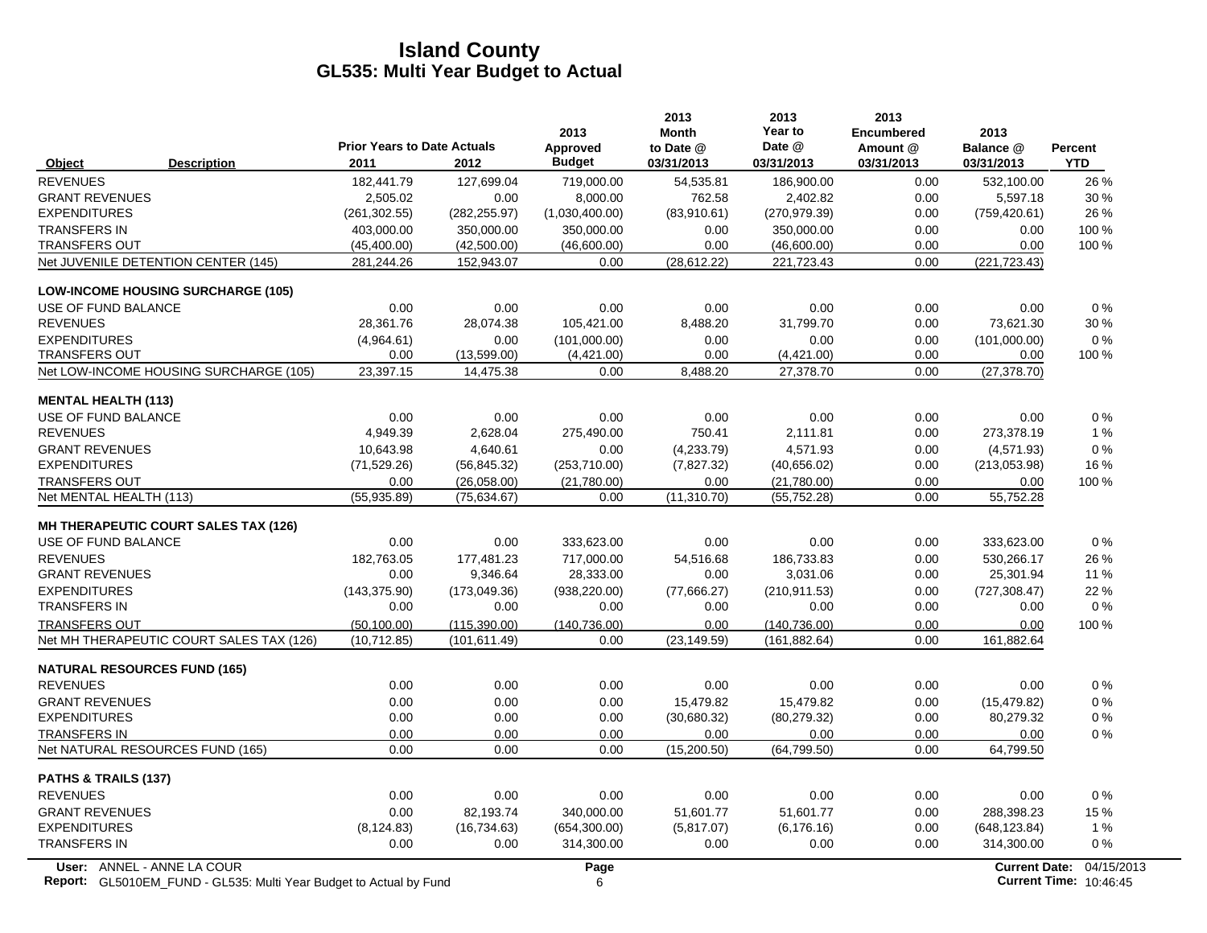# Island County
## GL535: Multi Year Budget to Actual

| Object | Description | Prior Years to Date Actuals 2011 | 2012 | 2013 Approved Budget | 2013 Month to Date @ 03/31/2013 | 2013 Year to Date @ 03/31/2013 | 2013 Encumbered Amount @ 03/31/2013 | 2013 Balance @ 03/31/2013 | Percent YTD |
|---|---|---|---|---|---|---|---|---|---|
| REVENUES | | 182,441.79 | 127,699.04 | 719,000.00 | 54,535.81 | 186,900.00 | 0.00 | 532,100.00 | 26 % |
| GRANT REVENUES | | 2,505.02 | 0.00 | 8,000.00 | 762.58 | 2,402.82 | 0.00 | 5,597.18 | 30 % |
| EXPENDITURES | | (261,302.55) | (282,255.97) | (1,030,400.00) | (83,910.61) | (270,979.39) | 0.00 | (759,420.61) | 26 % |
| TRANSFERS IN | | 403,000.00 | 350,000.00 | 350,000.00 | 0.00 | 350,000.00 | 0.00 | 0.00 | 100 % |
| TRANSFERS OUT | | (45,400.00) | (42,500.00) | (46,600.00) | 0.00 | (46,600.00) | 0.00 | 0.00 | 100 % |
| Net JUVENILE DETENTION CENTER (145) | | 281,244.26 | 152,943.07 | 0.00 | (28,612.22) | 221,723.43 | 0.00 | (221,723.43) | |
| **LOW-INCOME HOUSING SURCHARGE (105)** | | | | | | | | | |
| USE OF FUND BALANCE | | 0.00 | 0.00 | 0.00 | 0.00 | 0.00 | 0.00 | 0.00 | 0 % |
| REVENUES | | 28,361.76 | 28,074.38 | 105,421.00 | 8,488.20 | 31,799.70 | 0.00 | 73,621.30 | 30 % |
| EXPENDITURES | | (4,964.61) | 0.00 | (101,000.00) | 0.00 | 0.00 | 0.00 | (101,000.00) | 0 % |
| TRANSFERS OUT | | 0.00 | (13,599.00) | (4,421.00) | 0.00 | (4,421.00) | 0.00 | 0.00 | 100 % |
| Net LOW-INCOME HOUSING SURCHARGE (105) | | 23,397.15 | 14,475.38 | 0.00 | 8,488.20 | 27,378.70 | 0.00 | (27,378.70) | |
| **MENTAL HEALTH (113)** | | | | | | | | | |
| USE OF FUND BALANCE | | 0.00 | 0.00 | 0.00 | 0.00 | 0.00 | 0.00 | 0.00 | 0 % |
| REVENUES | | 4,949.39 | 2,628.04 | 275,490.00 | 750.41 | 2,111.81 | 0.00 | 273,378.19 | 1 % |
| GRANT REVENUES | | 10,643.98 | 4,640.61 | 0.00 | (4,233.79) | 4,571.93 | 0.00 | (4,571.93) | 0 % |
| EXPENDITURES | | (71,529.26) | (56,845.32) | (253,710.00) | (7,827.32) | (40,656.02) | 0.00 | (213,053.98) | 16 % |
| TRANSFERS OUT | | 0.00 | (26,058.00) | (21,780.00) | 0.00 | (21,780.00) | 0.00 | 0.00 | 100 % |
| Net MENTAL HEALTH (113) | | (55,935.89) | (75,634.67) | 0.00 | (11,310.70) | (55,752.28) | 0.00 | 55,752.28 | |
| **MH THERAPEUTIC COURT SALES TAX (126)** | | | | | | | | | |
| USE OF FUND BALANCE | | 0.00 | 0.00 | 333,623.00 | 0.00 | 0.00 | 0.00 | 333,623.00 | 0 % |
| REVENUES | | 182,763.05 | 177,481.23 | 717,000.00 | 54,516.68 | 186,733.83 | 0.00 | 530,266.17 | 26 % |
| GRANT REVENUES | | 0.00 | 9,346.64 | 28,333.00 | 0.00 | 3,031.06 | 0.00 | 25,301.94 | 11 % |
| EXPENDITURES | | (143,375.90) | (173,049.36) | (938,220.00) | (77,666.27) | (210,911.53) | 0.00 | (727,308.47) | 22 % |
| TRANSFERS IN | | 0.00 | 0.00 | 0.00 | 0.00 | 0.00 | 0.00 | 0.00 | 0 % |
| TRANSFERS OUT | | (50,100.00) | (115,390.00) | (140,736.00) | 0.00 | (140,736.00) | 0.00 | 0.00 | 100 % |
| Net MH THERAPEUTIC COURT SALES TAX (126) | | (10,712.85) | (101,611.49) | 0.00 | (23,149.59) | (161,882.64) | 0.00 | 161,882.64 | |
| **NATURAL RESOURCES FUND (165)** | | | | | | | | | |
| REVENUES | | 0.00 | 0.00 | 0.00 | 0.00 | 0.00 | 0.00 | 0.00 | 0 % |
| GRANT REVENUES | | 0.00 | 0.00 | 0.00 | 15,479.82 | 15,479.82 | 0.00 | (15,479.82) | 0 % |
| EXPENDITURES | | 0.00 | 0.00 | 0.00 | (30,680.32) | (80,279.32) | 0.00 | 80,279.32 | 0 % |
| TRANSFERS IN | | 0.00 | 0.00 | 0.00 | 0.00 | 0.00 | 0.00 | 0.00 | 0 % |
| Net NATURAL RESOURCES FUND (165) | | 0.00 | 0.00 | 0.00 | (15,200.50) | (64,799.50) | 0.00 | 64,799.50 | |
| **PATHS & TRAILS (137)** | | | | | | | | | |
| REVENUES | | 0.00 | 0.00 | 0.00 | 0.00 | 0.00 | 0.00 | 0.00 | 0 % |
| GRANT REVENUES | | 0.00 | 82,193.74 | 340,000.00 | 51,601.77 | 51,601.77 | 0.00 | 288,398.23 | 15 % |
| EXPENDITURES | | (8,124.83) | (16,734.63) | (654,300.00) | (5,817.07) | (6,176.16) | 0.00 | (648,123.84) | 1 % |
| TRANSFERS IN | | 0.00 | 0.00 | 314,300.00 | 0.00 | 0.00 | 0.00 | 314,300.00 | 0 % |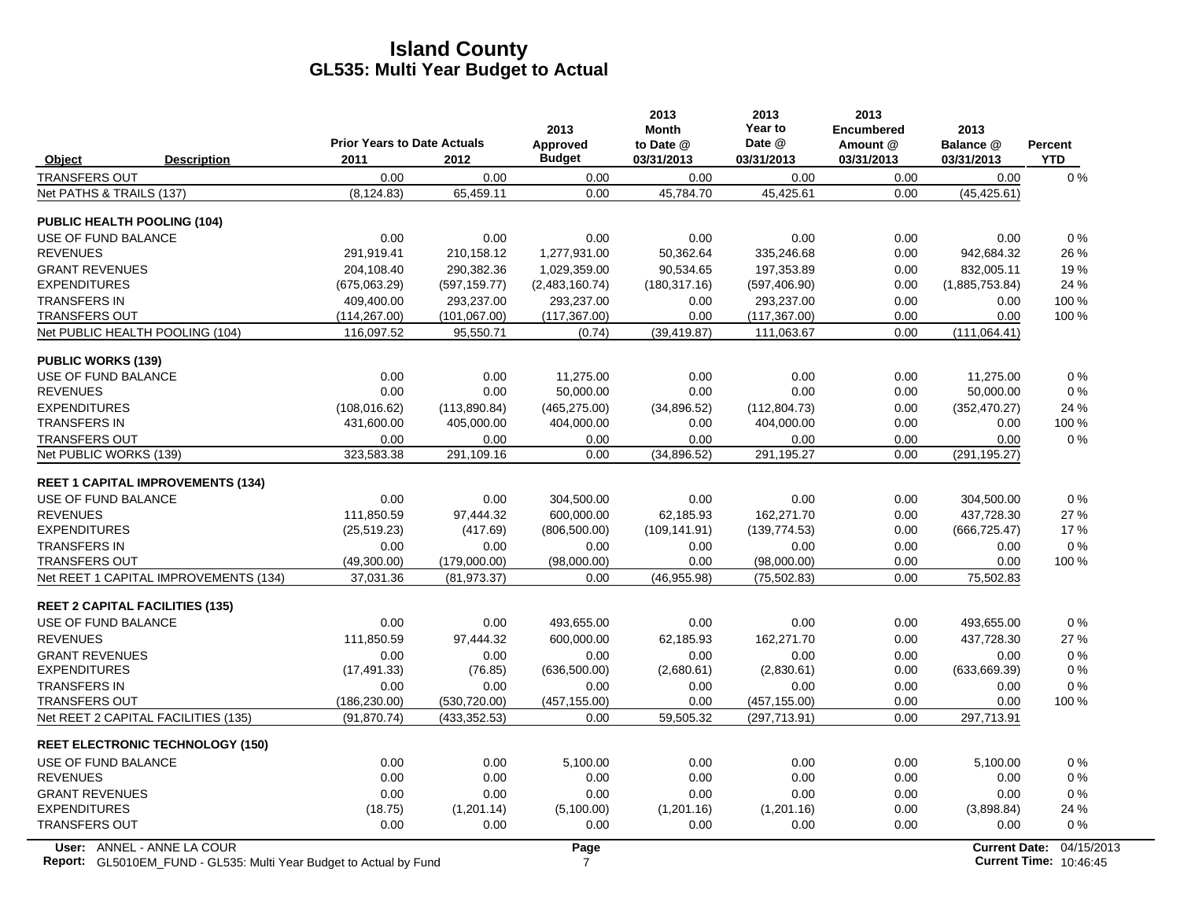# Island County
## GL535: Multi Year Budget to Actual

| Object | Description | Prior Years to Date Actuals 2011 | 2012 | 2013 Approved Budget | 2013 Month to Date @ 03/31/2013 | 2013 Year to Date @ 03/31/2013 | 2013 Encumbered Amount @ 03/31/2013 | 2013 Balance @ 03/31/2013 | Percent YTD |
|---|---|---|---|---|---|---|---|---|---|
| TRANSFERS OUT | | 0.00 | 0.00 | 0.00 | 0.00 | 0.00 | 0.00 | 0.00 | 0 % |
| Net PATHS & TRAILS (137) | | (8,124.83) | 65,459.11 | 0.00 | 45,784.70 | 45,425.61 | 0.00 | (45,425.61) | |
| **PUBLIC HEALTH POOLING (104)** | | | | | | | | | |
| USE OF FUND BALANCE | | 0.00 | 0.00 | 0.00 | 0.00 | 0.00 | 0.00 | 0.00 | 0 % |
| REVENUES | | 291,919.41 | 210,158.12 | 1,277,931.00 | 50,362.64 | 335,246.68 | 0.00 | 942,684.32 | 26 % |
| GRANT REVENUES | | 204,108.40 | 290,382.36 | 1,029,359.00 | 90,534.65 | 197,353.89 | 0.00 | 832,005.11 | 19 % |
| EXPENDITURES | | (675,063.29) | (597,159.77) | (2,483,160.74) | (180,317.16) | (597,406.90) | 0.00 | (1,885,753.84) | 24 % |
| TRANSFERS IN | | 409,400.00 | 293,237.00 | 293,237.00 | 0.00 | 293,237.00 | 0.00 | 0.00 | 100 % |
| TRANSFERS OUT | | (114,267.00) | (101,067.00) | (117,367.00) | 0.00 | (117,367.00) | 0.00 | 0.00 | 100 % |
| Net PUBLIC HEALTH POOLING (104) | | 116,097.52 | 95,550.71 | (0.74) | (39,419.87) | 111,063.67 | 0.00 | (111,064.41) | |
| **PUBLIC WORKS (139)** | | | | | | | | | |
| USE OF FUND BALANCE | | 0.00 | 0.00 | 11,275.00 | 0.00 | 0.00 | 0.00 | 11,275.00 | 0 % |
| REVENUES | | 0.00 | 0.00 | 50,000.00 | 0.00 | 0.00 | 0.00 | 50,000.00 | 0 % |
| EXPENDITURES | | (108,016.62) | (113,890.84) | (465,275.00) | (34,896.52) | (112,804.73) | 0.00 | (352,470.27) | 24 % |
| TRANSFERS IN | | 431,600.00 | 405,000.00 | 404,000.00 | 0.00 | 404,000.00 | 0.00 | 0.00 | 100 % |
| TRANSFERS OUT | | 0.00 | 0.00 | 0.00 | 0.00 | 0.00 | 0.00 | 0.00 | 0 % |
| Net PUBLIC WORKS (139) | | 323,583.38 | 291,109.16 | 0.00 | (34,896.52) | 291,195.27 | 0.00 | (291,195.27) | |
| **REET 1 CAPITAL IMPROVEMENTS (134)** | | | | | | | | | |
| USE OF FUND BALANCE | | 0.00 | 0.00 | 304,500.00 | 0.00 | 0.00 | 0.00 | 304,500.00 | 0 % |
| REVENUES | | 111,850.59 | 97,444.32 | 600,000.00 | 62,185.93 | 162,271.70 | 0.00 | 437,728.30 | 27 % |
| EXPENDITURES | | (25,519.23) | (417.69) | (806,500.00) | (109,141.91) | (139,774.53) | 0.00 | (666,725.47) | 17 % |
| TRANSFERS IN | | 0.00 | 0.00 | 0.00 | 0.00 | 0.00 | 0.00 | 0.00 | 0 % |
| TRANSFERS OUT | | (49,300.00) | (179,000.00) | (98,000.00) | 0.00 | (98,000.00) | 0.00 | 0.00 | 100 % |
| Net REET 1 CAPITAL IMPROVEMENTS (134) | | 37,031.36 | (81,973.37) | 0.00 | (46,955.98) | (75,502.83) | 0.00 | 75,502.83 | |
| **REET 2 CAPITAL FACILITIES (135)** | | | | | | | | | |
| USE OF FUND BALANCE | | 0.00 | 0.00 | 493,655.00 | 0.00 | 0.00 | 0.00 | 493,655.00 | 0 % |
| REVENUES | | 111,850.59 | 97,444.32 | 600,000.00 | 62,185.93 | 162,271.70 | 0.00 | 437,728.30 | 27 % |
| GRANT REVENUES | | 0.00 | 0.00 | 0.00 | 0.00 | 0.00 | 0.00 | 0.00 | 0 % |
| EXPENDITURES | | (17,491.33) | (76.85) | (636,500.00) | (2,680.61) | (2,830.61) | 0.00 | (633,669.39) | 0 % |
| TRANSFERS IN | | 0.00 | 0.00 | 0.00 | 0.00 | 0.00 | 0.00 | 0.00 | 0 % |
| TRANSFERS OUT | | (186,230.00) | (530,720.00) | (457,155.00) | 0.00 | (457,155.00) | 0.00 | 0.00 | 100 % |
| Net REET 2 CAPITAL FACILITIES (135) | | (91,870.74) | (433,352.53) | 0.00 | 59,505.32 | (297,713.91) | 0.00 | 297,713.91 | |
| **REET ELECTRONIC TECHNOLOGY (150)** | | | | | | | | | |
| USE OF FUND BALANCE | | 0.00 | 0.00 | 5,100.00 | 0.00 | 0.00 | 0.00 | 5,100.00 | 0 % |
| REVENUES | | 0.00 | 0.00 | 0.00 | 0.00 | 0.00 | 0.00 | 0.00 | 0 % |
| GRANT REVENUES | | 0.00 | 0.00 | 0.00 | 0.00 | 0.00 | 0.00 | 0.00 | 0 % |
| EXPENDITURES | | (18.75) | (1,201.14) | (5,100.00) | (1,201.16) | (1,201.16) | 0.00 | (3,898.84) | 24 % |
| TRANSFERS OUT | | 0.00 | 0.00 | 0.00 | 0.00 | 0.00 | 0.00 | 0.00 | 0 % |

User: ANNEL - ANNE LA COUR
Report: GL5010EM_FUND - GL535: Multi Year Budget to Actual by Fund
Current Date: 04/15/2013
Current Time: 10:46:45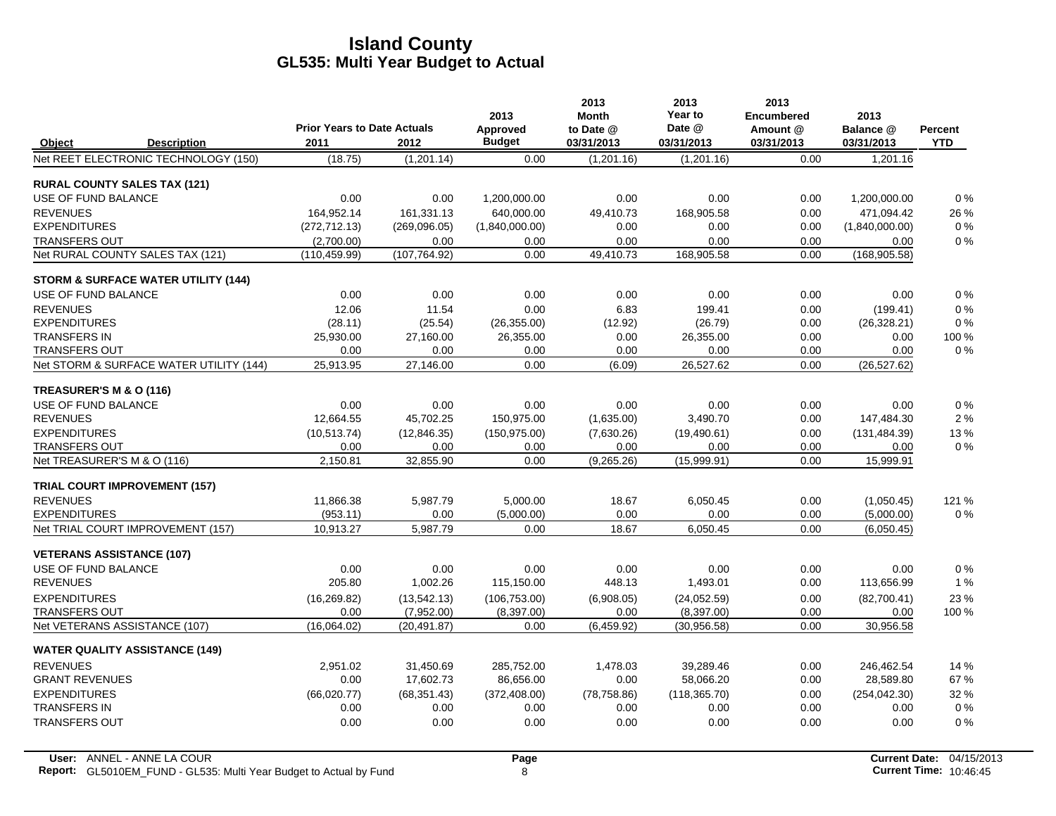# Island County
## GL535: Multi Year Budget to Actual

| Object | Description | Prior Years to Date Actuals 2011 | 2012 | 2013 Approved Budget | 2013 Month to Date @ 03/31/2013 | 2013 Year to Date @ 03/31/2013 | 2013 Encumbered Amount @ 03/31/2013 | 2013 Balance @ 03/31/2013 | Percent YTD |
|---|---|---|---|---|---|---|---|---|---|
| Net REET ELECTRONIC TECHNOLOGY (150) | | (18.75) | (1,201.14) | 0.00 | (1,201.16) | (1,201.16) | 0.00 | 1,201.16 | |
| **RURAL COUNTY SALES TAX (121)** | | | | | | | | | |
| USE OF FUND BALANCE | | 0.00 | 0.00 | 1,200,000.00 | 0.00 | 0.00 | 0.00 | 1,200,000.00 | 0 % |
| REVENUES | | 164,952.14 | 161,331.13 | 640,000.00 | 49,410.73 | 168,905.58 | 0.00 | 471,094.42 | 26 % |
| EXPENDITURES | | (272,712.13) | (269,096.05) | (1,840,000.00) | 0.00 | 0.00 | 0.00 | (1,840,000.00) | 0 % |
| TRANSFERS OUT | | (2,700.00) | 0.00 | 0.00 | 0.00 | 0.00 | 0.00 | 0.00 | 0 % |
| Net RURAL COUNTY SALES TAX (121) | | (110,459.99) | (107,764.92) | 0.00 | 49,410.73 | 168,905.58 | 0.00 | (168,905.58) | |
| **STORM & SURFACE WATER UTILITY (144)** | | | | | | | | | |
| USE OF FUND BALANCE | | 0.00 | 0.00 | 0.00 | 0.00 | 0.00 | 0.00 | 0.00 | 0 % |
| REVENUES | | 12.06 | 11.54 | 0.00 | 6.83 | 199.41 | 0.00 | (199.41) | 0 % |
| EXPENDITURES | | (28.11) | (25.54) | (26,355.00) | (12.92) | (26.79) | 0.00 | (26,328.21) | 0 % |
| TRANSFERS IN | | 25,930.00 | 27,160.00 | 26,355.00 | 0.00 | 26,355.00 | 0.00 | 0.00 | 100 % |
| TRANSFERS OUT | | 0.00 | 0.00 | 0.00 | 0.00 | 0.00 | 0.00 | 0.00 | 0 % |
| Net STORM & SURFACE WATER UTILITY (144) | | 25,913.95 | 27,146.00 | 0.00 | (6.09) | 26,527.62 | 0.00 | (26,527.62) | |
| **TREASURER'S M & O (116)** | | | | | | | | | |
| USE OF FUND BALANCE | | 0.00 | 0.00 | 0.00 | 0.00 | 0.00 | 0.00 | 0.00 | 0 % |
| REVENUES | | 12,664.55 | 45,702.25 | 150,975.00 | (1,635.00) | 3,490.70 | 0.00 | 147,484.30 | 2 % |
| EXPENDITURES | | (10,513.74) | (12,846.35) | (150,975.00) | (7,630.26) | (19,490.61) | 0.00 | (131,484.39) | 13 % |
| TRANSFERS OUT | | 0.00 | 0.00 | 0.00 | 0.00 | 0.00 | 0.00 | 0.00 | 0 % |
| Net TREASURER'S M & O (116) | | 2,150.81 | 32,855.90 | 0.00 | (9,265.26) | (15,999.91) | 0.00 | 15,999.91 | |
| **TRIAL COURT IMPROVEMENT (157)** | | | | | | | | | |
| REVENUES | | 11,866.38 | 5,987.79 | 5,000.00 | 18.67 | 6,050.45 | 0.00 | (1,050.45) | 121 % |
| EXPENDITURES | | (953.11) | 0.00 | (5,000.00) | 0.00 | 0.00 | 0.00 | (5,000.00) | 0 % |
| Net TRIAL COURT IMPROVEMENT (157) | | 10,913.27 | 5,987.79 | 0.00 | 18.67 | 6,050.45 | 0.00 | (6,050.45) | |
| **VETERANS ASSISTANCE (107)** | | | | | | | | | |
| USE OF FUND BALANCE | | 0.00 | 0.00 | 0.00 | 0.00 | 0.00 | 0.00 | 0.00 | 0 % |
| REVENUES | | 205.80 | 1,002.26 | 115,150.00 | 448.13 | 1,493.01 | 0.00 | 113,656.99 | 1 % |
| EXPENDITURES | | (16,269.82) | (13,542.13) | (106,753.00) | (6,908.05) | (24,052.59) | 0.00 | (82,700.41) | 23 % |
| TRANSFERS OUT | | 0.00 | (7,952.00) | (8,397.00) | 0.00 | (8,397.00) | 0.00 | 0.00 | 100 % |
| Net VETERANS ASSISTANCE (107) | | (16,064.02) | (20,491.87) | 0.00 | (6,459.92) | (30,956.58) | 0.00 | 30,956.58 | |
| **WATER QUALITY ASSISTANCE (149)** | | | | | | | | | |
| REVENUES | | 2,951.02 | 31,450.69 | 285,752.00 | 1,478.03 | 39,289.46 | 0.00 | 246,462.54 | 14 % |
| GRANT REVENUES | | 0.00 | 17,602.73 | 86,656.00 | 0.00 | 58,066.20 | 0.00 | 28,589.80 | 67 % |
| EXPENDITURES | | (66,020.77) | (68,351.43) | (372,408.00) | (78,758.86) | (118,365.70) | 0.00 | (254,042.30) | 32 % |
| TRANSFERS IN | | 0.00 | 0.00 | 0.00 | 0.00 | 0.00 | 0.00 | 0.00 | 0 % |
| TRANSFERS OUT | | 0.00 | 0.00 | 0.00 | 0.00 | 0.00 | 0.00 | 0.00 | 0 % |

**User:** ANNEL - ANNE LA COUR
**Report:** GL5010EM_FUND - GL535: Multi Year Budget to Actual by Fund

**Current Date:** 04/15/2013
**Current Time:** 10:46:45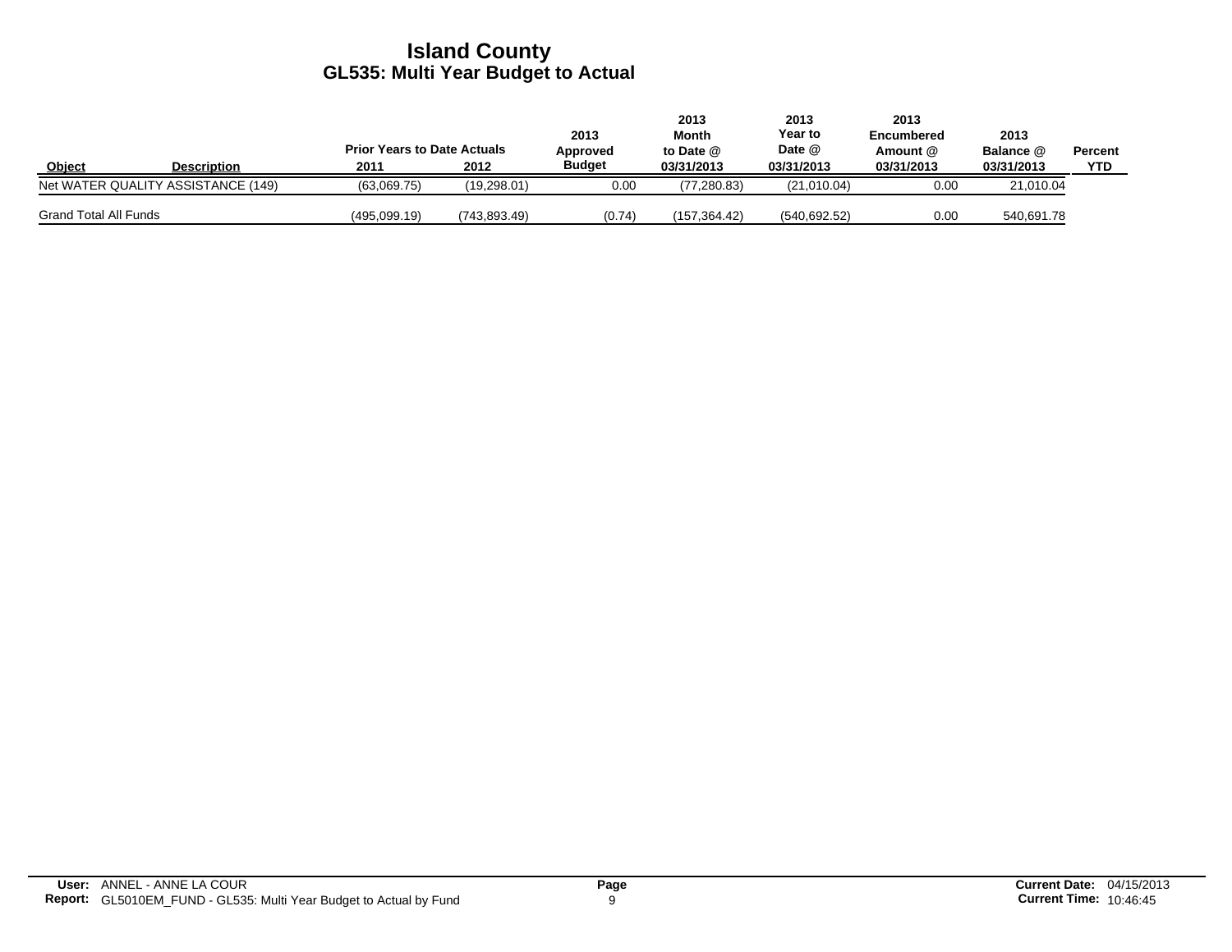# Island County

## GL535: Multi Year Budget to Actual

| Object | Description | Prior Years to Date Actuals 2011 | Prior Years to Date Actuals 2012 | 2013 Approved Budget | 2013 Month to Date @ 03/31/2013 | 2013 Year to Date @ 03/31/2013 | 2013 Encumbered Amount @ 03/31/2013 | 2013 Balance @ 03/31/2013 | Percent YTD |
|---|---|---|---|---|---|---|---|---|---|
| Net WATER QUALITY ASSISTANCE (149) | | (63,069.75) | (19,298.01) | 0.00 | (77,280.83) | (21,010.04) | 0.00 | 21,010.04 | |
| Grand Total All Funds | | (495,099.19) | (743,893.49) | (0.74) | (157,364.42) | (540,692.52) | 0.00 | 540,691.78 | |

**User:** ANNEL - ANNE LA COUR
**Report:** GL5010EM_FUND - GL535: Multi Year Budget to Actual by Fund

**Current Date:** 04/15/2013
**Current Time:** 10:46:45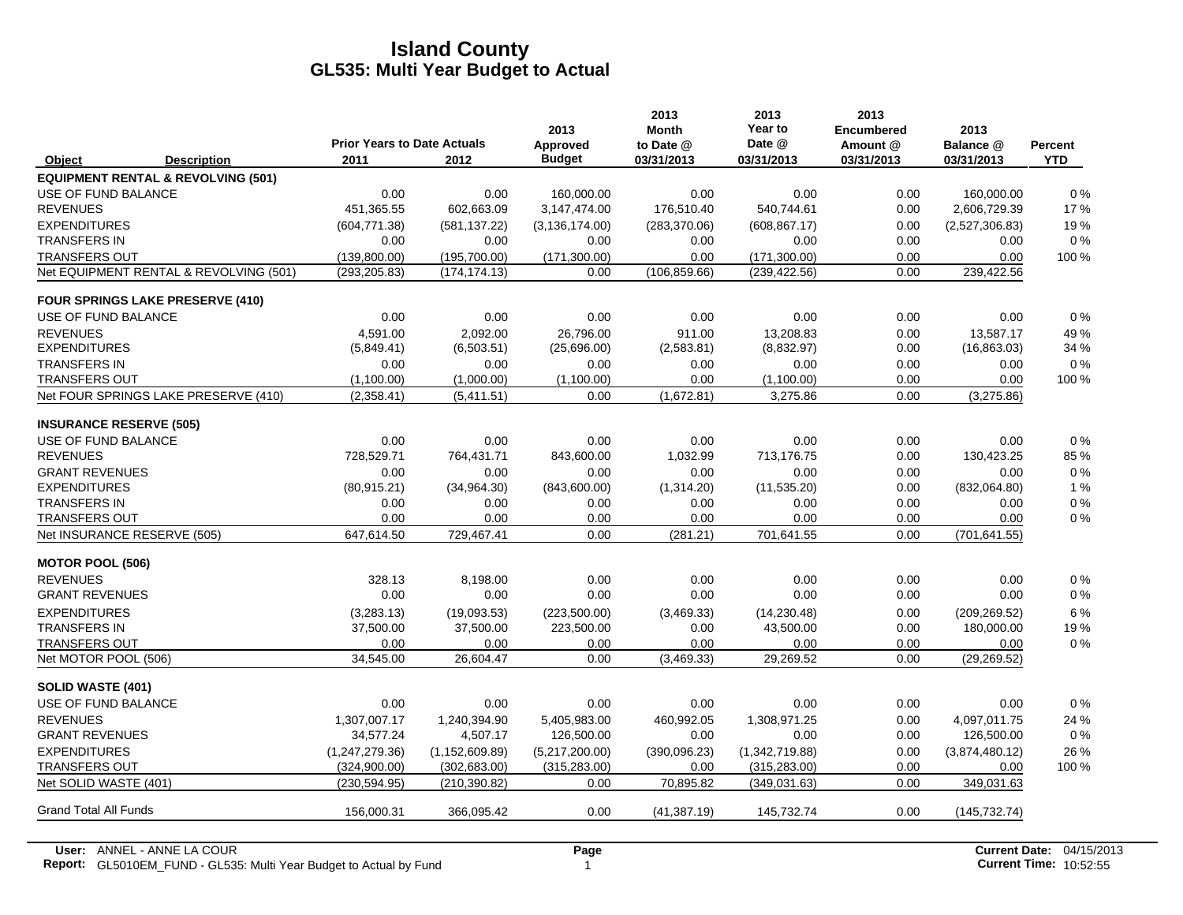# Island County
## GL535: Multi Year Budget to Actual

| Object | Description | Prior Years to Date Actuals 2011 | 2012 | 2013 Approved Budget | 2013 Month to Date @ 03/31/2013 | 2013 Year to Date @ 03/31/2013 | 2013 Encumbered Amount @ 03/31/2013 | 2013 Balance @ 03/31/2013 | Percent YTD |
|---|---|---|---|---|---|---|---|---|---|
| **EQUIPMENT RENTAL & REVOLVING (501)** | | | | | | | | | |
| USE OF FUND BALANCE | | 0.00 | 0.00 | 160,000.00 | 0.00 | 0.00 | 0.00 | 160,000.00 | 0 % |
| REVENUES | | 451,365.55 | 602,663.09 | 3,147,474.00 | 176,510.40 | 540,744.61 | 0.00 | 2,606,729.39 | 17 % |
| EXPENDITURES | | (604,771.38) | (581,137.22) | (3,136,174.00) | (283,370.06) | (608,867.17) | 0.00 | (2,527,306.83) | 19 % |
| TRANSFERS IN | | 0.00 | 0.00 | 0.00 | 0.00 | 0.00 | 0.00 | 0.00 | 0 % |
| TRANSFERS OUT | | (139,800.00) | (195,700.00) | (171,300.00) | 0.00 | (171,300.00) | 0.00 | 0.00 | 100 % |
| Net EQUIPMENT RENTAL & REVOLVING (501) | | (293,205.83) | (174,174.13) | 0.00 | (106,859.66) | (239,422.56) | 0.00 | 239,422.56 | |
| **FOUR SPRINGS LAKE PRESERVE (410)** | | | | | | | | | |
| USE OF FUND BALANCE | | 0.00 | 0.00 | 0.00 | 0.00 | 0.00 | 0.00 | 0.00 | 0 % |
| REVENUES | | 4,591.00 | 2,092.00 | 26,796.00 | 911.00 | 13,208.83 | 0.00 | 13,587.17 | 49 % |
| EXPENDITURES | | (5,849.41) | (6,503.51) | (25,696.00) | (2,583.81) | (8,832.97) | 0.00 | (16,863.03) | 34 % |
| TRANSFERS IN | | 0.00 | 0.00 | 0.00 | 0.00 | 0.00 | 0.00 | 0.00 | 0 % |
| TRANSFERS OUT | | (1,100.00) | (1,000.00) | (1,100.00) | 0.00 | (1,100.00) | 0.00 | 0.00 | 100 % |
| Net FOUR SPRINGS LAKE PRESERVE (410) | | (2,358.41) | (5,411.51) | 0.00 | (1,672.81) | 3,275.86 | 0.00 | (3,275.86) | |
| **INSURANCE RESERVE (505)** | | | | | | | | | |
| USE OF FUND BALANCE | | 0.00 | 0.00 | 0.00 | 0.00 | 0.00 | 0.00 | 0.00 | 0 % |
| REVENUES | | 728,529.71 | 764,431.71 | 843,600.00 | 1,032.99 | 713,176.75 | 0.00 | 130,423.25 | 85 % |
| GRANT REVENUES | | 0.00 | 0.00 | 0.00 | 0.00 | 0.00 | 0.00 | 0.00 | 0 % |
| EXPENDITURES | | (80,915.21) | (34,964.30) | (843,600.00) | (1,314.20) | (11,535.20) | 0.00 | (832,064.80) | 1 % |
| TRANSFERS IN | | 0.00 | 0.00 | 0.00 | 0.00 | 0.00 | 0.00 | 0.00 | 0 % |
| TRANSFERS OUT | | 0.00 | 0.00 | 0.00 | 0.00 | 0.00 | 0.00 | 0.00 | 0 % |
| Net INSURANCE RESERVE (505) | | 647,614.50 | 729,467.41 | 0.00 | (281.21) | 701,641.55 | 0.00 | (701,641.55) | |
| **MOTOR POOL (506)** | | | | | | | | | |
| REVENUES | | 328.13 | 8,198.00 | 0.00 | 0.00 | 0.00 | 0.00 | 0.00 | 0 % |
| GRANT REVENUES | | 0.00 | 0.00 | 0.00 | 0.00 | 0.00 | 0.00 | 0.00 | 0 % |
| EXPENDITURES | | (3,283.13) | (19,093.53) | (223,500.00) | (3,469.33) | (14,230.48) | 0.00 | (209,269.52) | 6 % |
| TRANSFERS IN | | 37,500.00 | 37,500.00 | 223,500.00 | 0.00 | 43,500.00 | 0.00 | 180,000.00 | 19 % |
| TRANSFERS OUT | | 0.00 | 0.00 | 0.00 | 0.00 | 0.00 | 0.00 | 0.00 | 0 % |
| Net MOTOR POOL (506) | | 34,545.00 | 26,604.47 | 0.00 | (3,469.33) | 29,269.52 | 0.00 | (29,269.52) | |
| **SOLID WASTE (401)** | | | | | | | | | |
| USE OF FUND BALANCE | | 0.00 | 0.00 | 0.00 | 0.00 | 0.00 | 0.00 | 0.00 | 0 % |
| REVENUES | | 1,307,007.17 | 1,240,394.90 | 5,405,983.00 | 460,992.05 | 1,308,971.25 | 0.00 | 4,097,011.75 | 24 % |
| GRANT REVENUES | | 34,577.24 | 4,507.17 | 126,500.00 | 0.00 | 0.00 | 0.00 | 126,500.00 | 0 % |
| EXPENDITURES | | (1,247,279.36) | (1,152,609.89) | (5,217,200.00) | (390,096.23) | (1,342,719.88) | 0.00 | (3,874,480.12) | 26 % |
| TRANSFERS OUT | | (324,900.00) | (302,683.00) | (315,283.00) | 0.00 | (315,283.00) | 0.00 | 0.00 | 100 % |
| Net SOLID WASTE (401) | | (230,594.95) | (210,390.82) | 0.00 | 70,895.82 | (349,031.63) | 0.00 | 349,031.63 | |
| Grand Total All Funds | | 156,000.31 | 366,095.42 | 0.00 | (41,387.19) | 145,732.74 | 0.00 | (145,732.74) | |

**User:** ANNEL - ANNE LA COUR
**Report:** GL5010EM_FUND - GL535: Multi Year Budget to Actual by Fund

**Current Date:** 04/15/2013
**Current Time:** 10:52:55